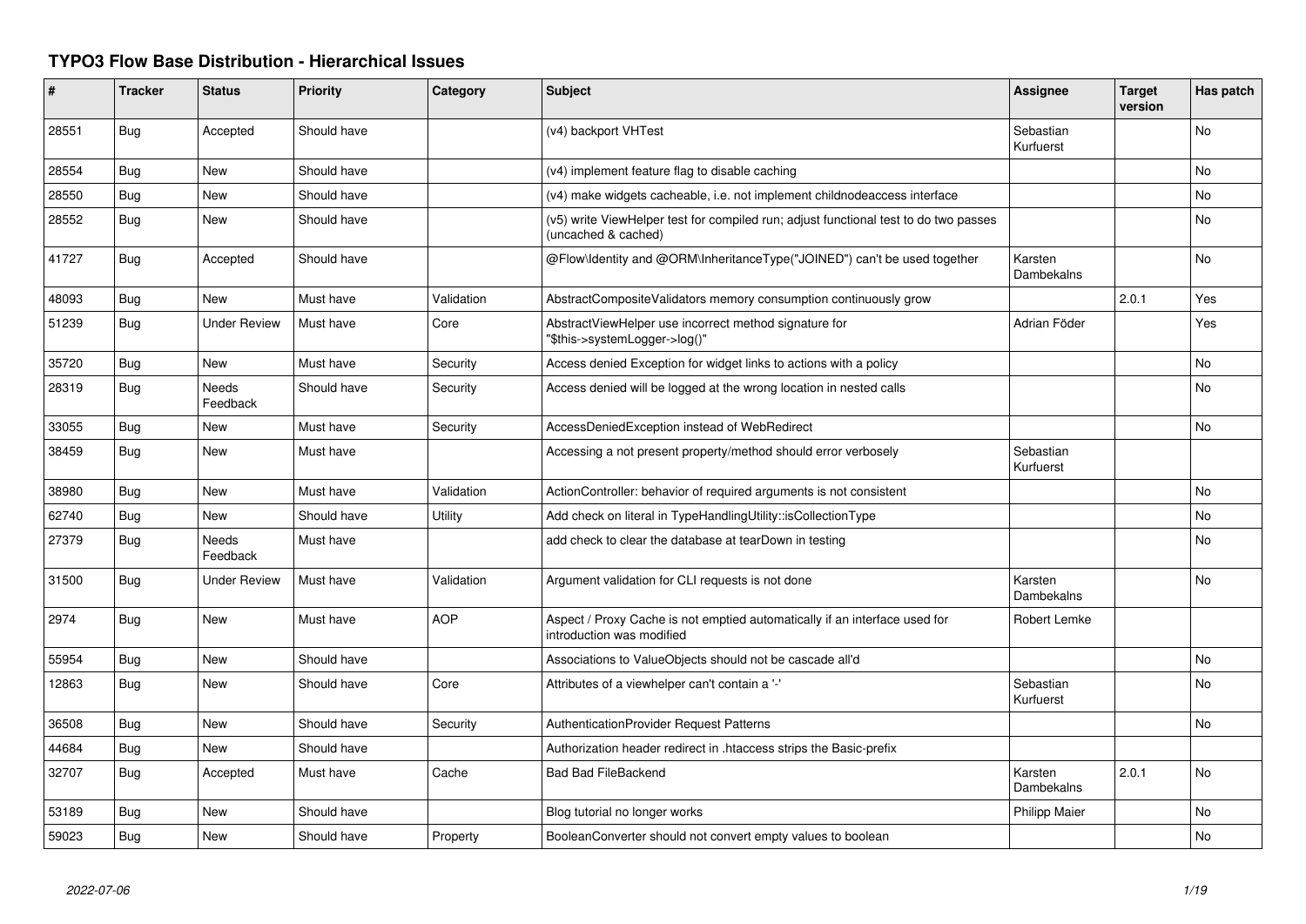# TYPO3 Flow Base Distribution - Hierarchical Issues

| # | Tracker | Status | Priority | Category | Subject | Assignee | Target version | Has patch |
|---|---|---|---|---|---|---|---|---|
| 28551 | Bug | Accepted | Should have | | (v4) backport VHTest | Sebastian Kurfuerst | | No |
| 28554 | Bug | New | Should have | | (v4) implement feature flag to disable caching | | | No |
| 28550 | Bug | New | Should have | | (v4) make widgets cacheable, i.e. not implement childnodeaccess interface | | | No |
| 28552 | Bug | New | Should have | | (v5) write ViewHelper test for compiled run; adjust functional test to do two passes (uncached & cached) | | | No |
| 41727 | Bug | Accepted | Should have | | @Flow\Identity and @ORM\InheritanceType("JOINED") can't be used together | Karsten Dambekalns | | No |
| 48093 | Bug | New | Must have | Validation | AbstractCompositeValidators memory consumption continuously grow | | 2.0.1 | Yes |
| 51239 | Bug | Under Review | Must have | Core | AbstractViewHelper use incorrect method signature for "$this->systemLogger->log()" | Adrian Föder | | Yes |
| 35720 | Bug | New | Must have | Security | Access denied Exception for widget links to actions with a policy | | | No |
| 28319 | Bug | Needs Feedback | Should have | Security | Access denied will be logged at the wrong location in nested calls | | | No |
| 33055 | Bug | New | Must have | Security | AccessDeniedException instead of WebRedirect | | | No |
| 38459 | Bug | New | Must have | | Accessing a not present property/method should error verbosely | Sebastian Kurfuerst | | |
| 38980 | Bug | New | Must have | Validation | ActionController: behavior of required arguments is not consistent | | | No |
| 62740 | Bug | New | Should have | Utility | Add check on literal in TypeHandlingUtility::isCollectionType | | | No |
| 27379 | Bug | Needs Feedback | Must have | | add check to clear the database at tearDown in testing | | | No |
| 31500 | Bug | Under Review | Must have | Validation | Argument validation for CLI requests is not done | Karsten Dambekalns | | No |
| 2974 | Bug | New | Must have | AOP | Aspect / Proxy Cache is not emptied automatically if an interface used for introduction was modified | Robert Lemke | | |
| 55954 | Bug | New | Should have | | Associations to ValueObjects should not be cascade all'd | | | No |
| 12863 | Bug | New | Should have | Core | Attributes of a viewhelper can't contain a '-' | Sebastian Kurfuerst | | No |
| 36508 | Bug | New | Should have | Security | AuthenticationProvider Request Patterns | | | No |
| 44684 | Bug | New | Should have | | Authorization header redirect in .htaccess strips the Basic-prefix | | | |
| 32707 | Bug | Accepted | Must have | Cache | Bad Bad FileBackend | Karsten Dambekalns | 2.0.1 | No |
| 53189 | Bug | New | Should have | | Blog tutorial no longer works | Philipp Maier | | No |
| 59023 | Bug | New | Should have | Property | BooleanConverter should not convert empty values to boolean | | | No |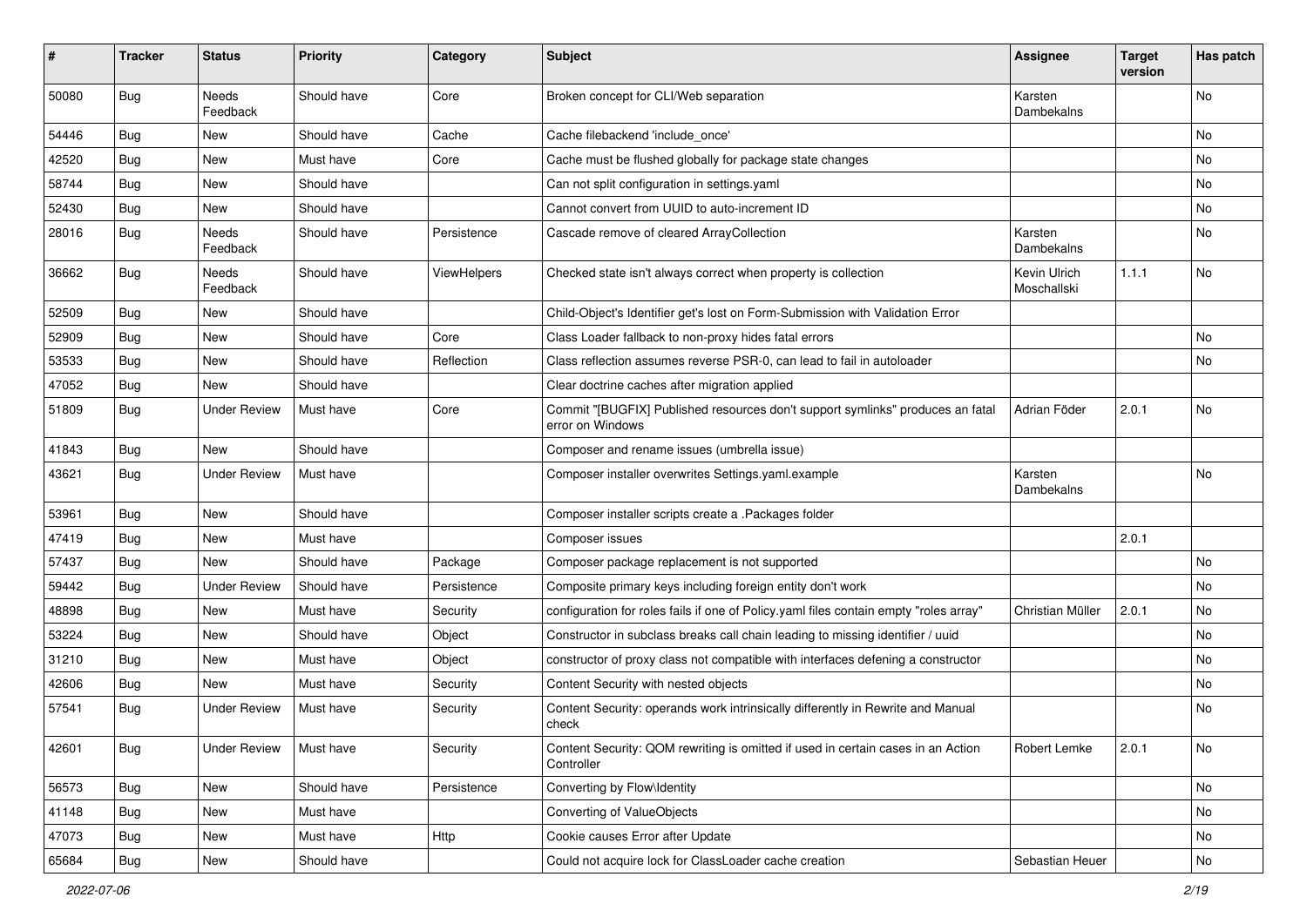| # | Tracker | Status | Priority | Category | Subject | Assignee | Target version | Has patch |
|---|---|---|---|---|---|---|---|---|
| 50080 | Bug | Needs Feedback | Should have | Core | Broken concept for CLI/Web separation | Karsten Dambekalns | | No |
| 54446 | Bug | New | Should have | Cache | Cache filebackend 'include_once' | | | No |
| 42520 | Bug | New | Must have | Core | Cache must be flushed globally for package state changes | | | No |
| 58744 | Bug | New | Should have | | Can not split configuration in settings.yaml | | | No |
| 52430 | Bug | New | Should have | | Cannot convert from UUID to auto-increment ID | | | No |
| 28016 | Bug | Needs Feedback | Should have | Persistence | Cascade remove of cleared ArrayCollection | Karsten Dambekalns | | No |
| 36662 | Bug | Needs Feedback | Should have | ViewHelpers | Checked state isn't always correct when property is collection | Kevin Ulrich Moschallski | 1.1.1 | No |
| 52509 | Bug | New | Should have | | Child-Object's Identifier get's lost on Form-Submission with Validation Error | | | |
| 52909 | Bug | New | Should have | Core | Class Loader fallback to non-proxy hides fatal errors | | | No |
| 53533 | Bug | New | Should have | Reflection | Class reflection assumes reverse PSR-0, can lead to fail in autoloader | | | No |
| 47052 | Bug | New | Should have | | Clear doctrine caches after migration applied | | | |
| 51809 | Bug | Under Review | Must have | Core | Commit "[BUGFIX] Published resources don't support symlinks" produces an fatal error on Windows | Adrian Föder | 2.0.1 | No |
| 41843 | Bug | New | Should have | | Composer and rename issues (umbrella issue) | | | |
| 43621 | Bug | Under Review | Must have | | Composer installer overwrites Settings.yaml.example | Karsten Dambekalns | | No |
| 53961 | Bug | New | Should have | | Composer installer scripts create a .Packages folder | | | |
| 47419 | Bug | New | Must have | | Composer issues | | 2.0.1 | |
| 57437 | Bug | New | Should have | Package | Composer package replacement is not supported | | | No |
| 59442 | Bug | Under Review | Should have | Persistence | Composite primary keys including foreign entity don't work | | | No |
| 48898 | Bug | New | Must have | Security | configuration for roles fails if one of Policy.yaml files contain empty "roles array" | Christian Müller | 2.0.1 | No |
| 53224 | Bug | New | Should have | Object | Constructor in subclass breaks call chain leading to missing identifier / uuid | | | No |
| 31210 | Bug | New | Must have | Object | constructor of proxy class not compatible with interfaces defening a constructor | | | No |
| 42606 | Bug | New | Must have | Security | Content Security with nested objects | | | No |
| 57541 | Bug | Under Review | Must have | Security | Content Security: operands work intrinsically differently in Rewrite and Manual check | | | No |
| 42601 | Bug | Under Review | Must have | Security | Content Security: QOM rewriting is omitted if used in certain cases in an Action Controller | Robert Lemke | 2.0.1 | No |
| 56573 | Bug | New | Should have | Persistence | Converting by Flow\Identity | | | No |
| 41148 | Bug | New | Must have | | Converting of ValueObjects | | | No |
| 47073 | Bug | New | Must have | Http | Cookie causes Error after Update | | | No |
| 65684 | Bug | New | Should have | | Could not acquire lock for ClassLoader cache creation | Sebastian Heuer | | No |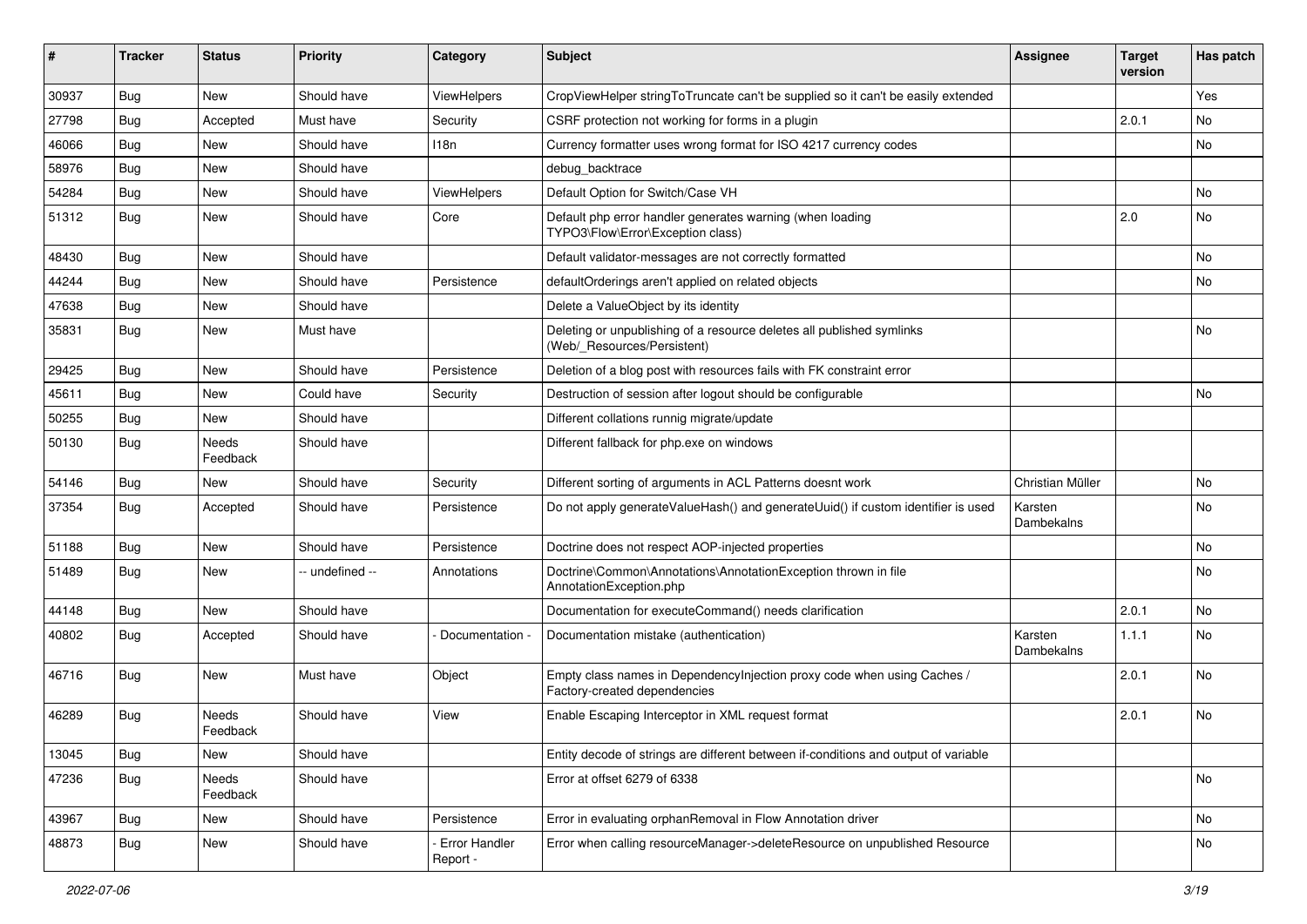| # | Tracker | Status | Priority | Category | Subject | Assignee | Target version | Has patch |
|---|---|---|---|---|---|---|---|---|
| 30937 | Bug | New | Should have | ViewHelpers | CropViewHelper stringToTruncate can't be supplied so it can't be easily extended | | | Yes |
| 27798 | Bug | Accepted | Must have | Security | CSRF protection not working for forms in a plugin | | 2.0.1 | No |
| 46066 | Bug | New | Should have | I18n | Currency formatter uses wrong format for ISO 4217 currency codes | | | No |
| 58976 | Bug | New | Should have | | debug_backtrace | | | |
| 54284 | Bug | New | Should have | ViewHelpers | Default Option for Switch/Case VH | | | No |
| 51312 | Bug | New | Should have | Core | Default php error handler generates warning (when loading TYPO3\Flow\Error\Exception class) | | 2.0 | No |
| 48430 | Bug | New | Should have | | Default validator-messages are not correctly formatted | | | No |
| 44244 | Bug | New | Should have | Persistence | defaultOrderings aren't applied on related objects | | | No |
| 47638 | Bug | New | Should have | | Delete a ValueObject by its identity | | | |
| 35831 | Bug | New | Must have | | Deleting or unpublishing of a resource deletes all published symlinks (Web/_Resources/Persistent) | | | No |
| 29425 | Bug | New | Should have | Persistence | Deletion of a blog post with resources fails with FK constraint error | | | |
| 45611 | Bug | New | Could have | Security | Destruction of session after logout should be configurable | | | No |
| 50255 | Bug | New | Should have | | Different collations runnig migrate/update | | | |
| 50130 | Bug | Needs Feedback | Should have | | Different fallback for php.exe on windows | | | |
| 54146 | Bug | New | Should have | Security | Different sorting of arguments in ACL Patterns doesnt work | Christian Müller | | No |
| 37354 | Bug | Accepted | Should have | Persistence | Do not apply generateValueHash() and generateUuid() if custom identifier is used | Karsten Dambekalns | | No |
| 51188 | Bug | New | Should have | Persistence | Doctrine does not respect AOP-injected properties | | | No |
| 51489 | Bug | New | -- undefined -- | Annotations | Doctrine\Common\Annotations\AnnotationException thrown in file AnnotationException.php | | | No |
| 44148 | Bug | New | Should have | | Documentation for executeCommand() needs clarification | | 2.0.1 | No |
| 40802 | Bug | Accepted | Should have | - Documentation - | Documentation mistake (authentication) | Karsten Dambekalns | 1.1.1 | No |
| 46716 | Bug | New | Must have | Object | Empty class names in DependencyInjection proxy code when using Caches / Factory-created dependencies | | 2.0.1 | No |
| 46289 | Bug | Needs Feedback | Should have | View | Enable Escaping Interceptor in XML request format | | 2.0.1 | No |
| 13045 | Bug | New | Should have | | Entity decode of strings are different between if-conditions and output of variable | | | |
| 47236 | Bug | Needs Feedback | Should have | | Error at offset 6279 of 6338 | | | No |
| 43967 | Bug | New | Should have | Persistence | Error in evaluating orphanRemoval in Flow Annotation driver | | | No |
| 48873 | Bug | New | Should have | - Error Handler Report - | Error when calling resourceManager->deleteResource on unpublished Resource | | | No |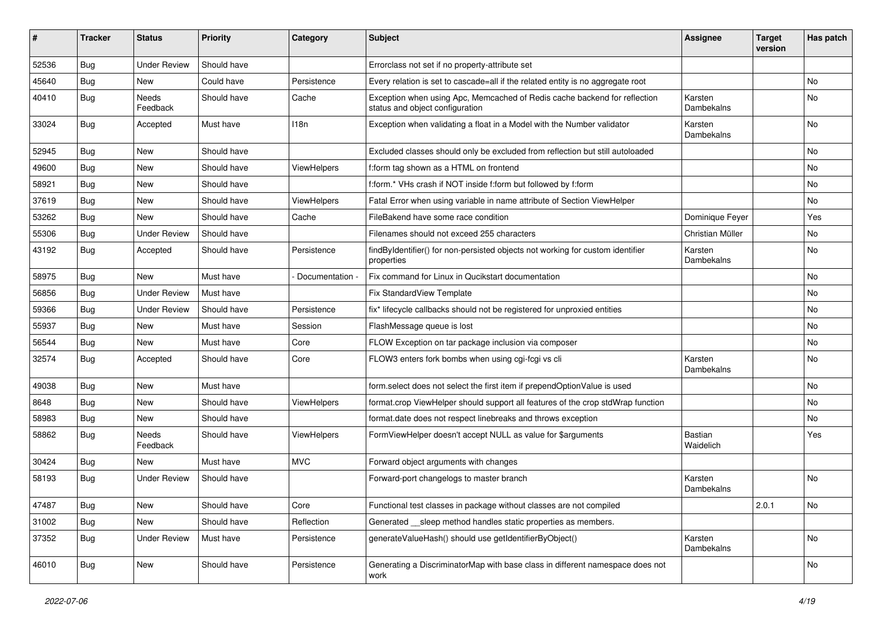| # | Tracker | Status | Priority | Category | Subject | Assignee | Target version | Has patch |
|---|---|---|---|---|---|---|---|---|
| 52536 | Bug | Under Review | Should have | | Errorclass not set if no property-attribute set | | | |
| 45640 | Bug | New | Could have | Persistence | Every relation is set to cascade=all if the related entity is no aggregate root | | | No |
| 40410 | Bug | Needs Feedback | Should have | Cache | Exception when using Apc, Memcached of Redis cache backend for reflection status and object configuration | Karsten Dambekalns | | No |
| 33024 | Bug | Accepted | Must have | I18n | Exception when validating a float in a Model with the Number validator | Karsten Dambekalns | | No |
| 52945 | Bug | New | Should have | | Excluded classes should only be excluded from reflection but still autoloaded | | | No |
| 49600 | Bug | New | Should have | ViewHelpers | f:form tag shown as a HTML on frontend | | | No |
| 58921 | Bug | New | Should have | | f:form.* VHs crash if NOT inside f:form but followed by f:form | | | No |
| 37619 | Bug | New | Should have | ViewHelpers | Fatal Error when using variable in name attribute of Section ViewHelper | | | No |
| 53262 | Bug | New | Should have | Cache | FileBakend have some race condition | Dominique Feyer | | Yes |
| 55306 | Bug | Under Review | Should have | | Filenames should not exceed 255 characters | Christian Müller | | No |
| 43192 | Bug | Accepted | Should have | Persistence | findByIdentifier() for non-persisted objects not working for custom identifier properties | Karsten Dambekalns | | No |
| 58975 | Bug | New | Must have | - Documentation - | Fix command for Linux in Qucikstart documentation | | | No |
| 56856 | Bug | Under Review | Must have | | Fix StandardView Template | | | No |
| 59366 | Bug | Under Review | Should have | Persistence | fix* lifecycle callbacks should not be registered for unproxied entities | | | No |
| 55937 | Bug | New | Must have | Session | FlashMessage queue is lost | | | No |
| 56544 | Bug | New | Must have | Core | FLOW Exception on tar package inclusion via composer | | | No |
| 32574 | Bug | Accepted | Should have | Core | FLOW3 enters fork bombs when using cgi-fcgi vs cli | Karsten Dambekalns | | No |
| 49038 | Bug | New | Must have | | form.select does not select the first item if prependOptionValue is used | | | No |
| 8648 | Bug | New | Should have | ViewHelpers | format.crop ViewHelper should support all features of the crop stdWrap function | | | No |
| 58983 | Bug | New | Should have | | format.date does not respect linebreaks and throws exception | | | No |
| 58862 | Bug | Needs Feedback | Should have | ViewHelpers | FormViewHelper doesn't accept NULL as value for $arguments | Bastian Waidelich | | Yes |
| 30424 | Bug | New | Must have | MVC | Forward object arguments with changes | | | |
| 58193 | Bug | Under Review | Should have | | Forward-port changelogs to master branch | Karsten Dambekalns | | No |
| 47487 | Bug | New | Should have | Core | Functional test classes in package without classes are not compiled | | 2.0.1 | No |
| 31002 | Bug | New | Should have | Reflection | Generated __sleep method handles static properties as members. | | | |
| 37352 | Bug | Under Review | Must have | Persistence | generateValueHash() should use getIdentifierByObject() | Karsten Dambekalns | | No |
| 46010 | Bug | New | Should have | Persistence | Generating a DiscriminatorMap with base class in different namespace does not work | | | No |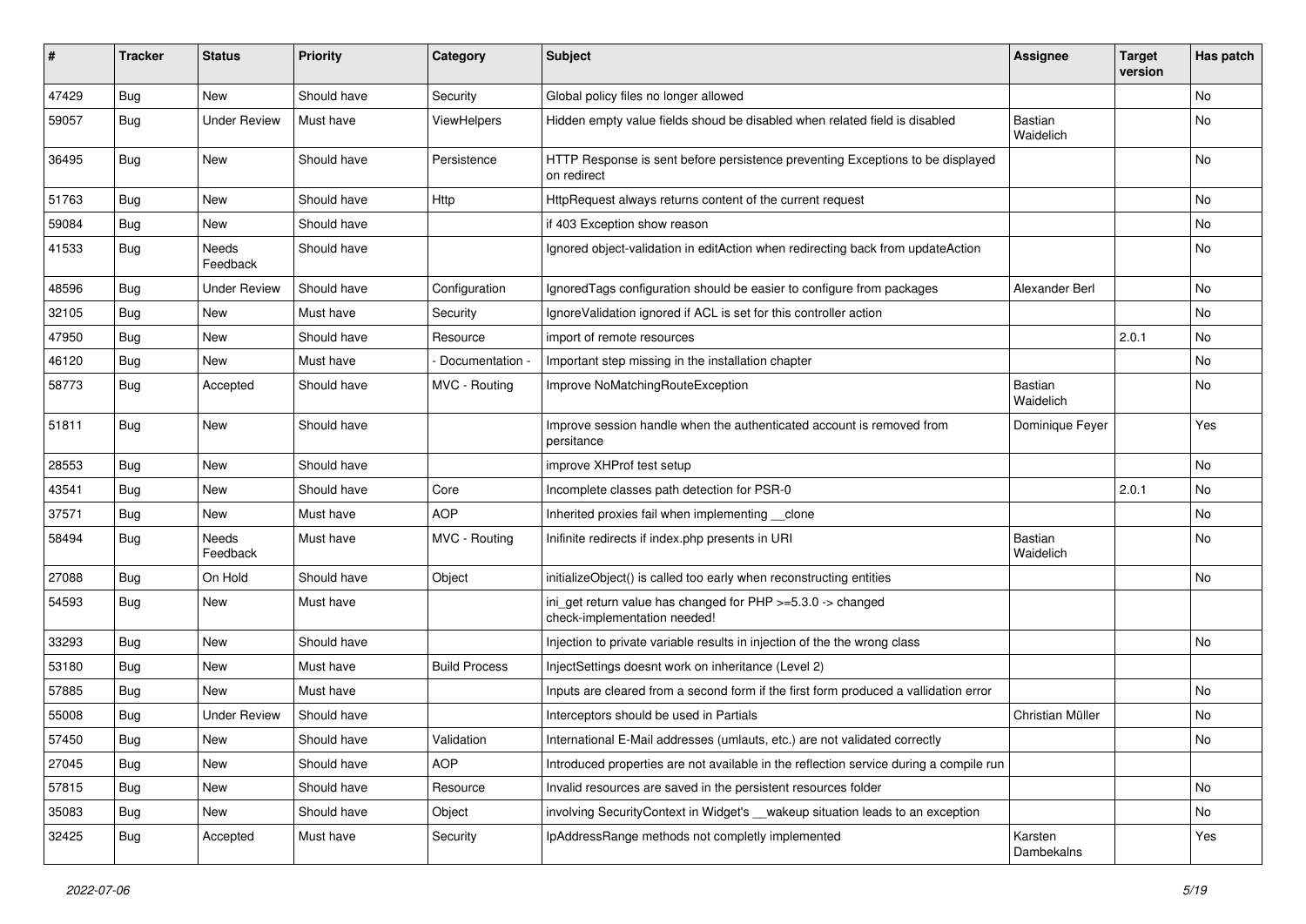| # | Tracker | Status | Priority | Category | Subject | Assignee | Target version | Has patch |
|---|---|---|---|---|---|---|---|---|
| 47429 | Bug | New | Should have | Security | Global policy files no longer allowed | | | No |
| 59057 | Bug | Under Review | Must have | ViewHelpers | Hidden empty value fields shoud be disabled when related field is disabled | Bastian Waidelich | | No |
| 36495 | Bug | New | Should have | Persistence | HTTP Response is sent before persistence preventing Exceptions to be displayed on redirect | | | No |
| 51763 | Bug | New | Should have | Http | HttpRequest always returns content of the current request | | | No |
| 59084 | Bug | New | Should have | | if 403 Exception show reason | | | No |
| 41533 | Bug | Needs Feedback | Should have | | Ignored object-validation in editAction when redirecting back from updateAction | | | No |
| 48596 | Bug | Under Review | Should have | Configuration | IgnoredTags configuration should be easier to configure from packages | Alexander Berl | | No |
| 32105 | Bug | New | Must have | Security | IgnoreValidation ignored if ACL is set for this controller action | | | No |
| 47950 | Bug | New | Should have | Resource | import of remote resources | | 2.0.1 | No |
| 46120 | Bug | New | Must have | - Documentation - | Important step missing in the installation chapter | | | No |
| 58773 | Bug | Accepted | Should have | MVC - Routing | Improve NoMatchingRouteException | Bastian Waidelich | | No |
| 51811 | Bug | New | Should have | | Improve session handle when the authenticated account is removed from persitance | Dominique Feyer | | Yes |
| 28553 | Bug | New | Should have | | improve XHProf test setup | | | No |
| 43541 | Bug | New | Should have | Core | Incomplete classes path detection for PSR-0 | | 2.0.1 | No |
| 37571 | Bug | New | Must have | AOP | Inherited proxies fail when implementing __clone | | | No |
| 58494 | Bug | Needs Feedback | Must have | MVC - Routing | Inifinite redirects if index.php presents in URI | Bastian Waidelich | | No |
| 27088 | Bug | On Hold | Should have | Object | initializeObject() is called too early when reconstructing entities | | | No |
| 54593 | Bug | New | Must have | | ini_get return value has changed for PHP >=5.3.0 -> changed check-implementation needed! | | | |
| 33293 | Bug | New | Should have | | Injection to private variable results in injection of the the wrong class | | | No |
| 53180 | Bug | New | Must have | Build Process | InjectSettings doesnt work on inheritance (Level 2) | | | |
| 57885 | Bug | New | Must have | | Inputs are cleared from a second form if the first form produced a vallidation error | | | No |
| 55008 | Bug | Under Review | Should have | | Interceptors should be used in Partials | Christian Müller | | No |
| 57450 | Bug | New | Should have | Validation | International E-Mail addresses (umlauts, etc.) are not validated correctly | | | No |
| 27045 | Bug | New | Should have | AOP | Introduced properties are not available in the reflection service during a compile run | | | |
| 57815 | Bug | New | Should have | Resource | Invalid resources are saved in the persistent resources folder | | | No |
| 35083 | Bug | New | Should have | Object | involving SecurityContext in Widget's __wakeup situation leads to an exception | | | No |
| 32425 | Bug | Accepted | Must have | Security | IpAddressRange methods not completly implemented | Karsten Dambekalns | | Yes |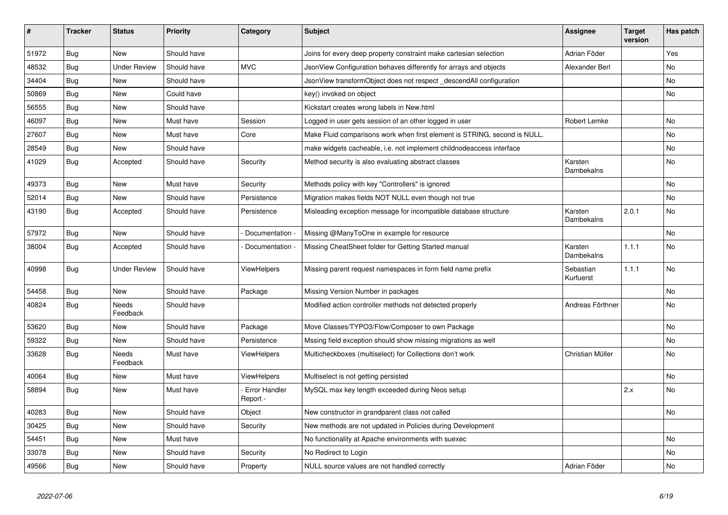| # | Tracker | Status | Priority | Category | Subject | Assignee | Target version | Has patch |
|---|---|---|---|---|---|---|---|---|
| 51972 | Bug | New | Should have | | Joins for every deep property constraint make cartesian selection | Adrian Föder | | Yes |
| 48532 | Bug | Under Review | Should have | MVC | JsonView Configuration behaves differently for arrays and objects | Alexander Berl | | No |
| 34404 | Bug | New | Should have | | JsonView transformObject does not respect _descendAll configuration | | | No |
| 50869 | Bug | New | Could have | | key() invoked on object | | | No |
| 56555 | Bug | New | Should have | | Kickstart creates wrong labels in New.html | | | |
| 46097 | Bug | New | Must have | Session | Logged in user gets session of an other logged in user | Robert Lemke | | No |
| 27607 | Bug | New | Must have | Core | Make Fluid comparisons work when first element is STRING, second is NULL. | | | No |
| 28549 | Bug | New | Should have | | make widgets cacheable, i.e. not implement childnodeaccess interface | | | No |
| 41029 | Bug | Accepted | Should have | Security | Method security is also evaluating abstract classes | Karsten Dambekalns | | No |
| 49373 | Bug | New | Must have | Security | Methods policy with key "Controllers" is ignored | | | No |
| 52014 | Bug | New | Should have | Persistence | Migration makes fields NOT NULL even though not true | | | No |
| 43190 | Bug | Accepted | Should have | Persistence | Misleading exception message for incompatible database structure | Karsten Dambekalns | 2.0.1 | No |
| 57972 | Bug | New | Should have | - Documentation - | Missing @ManyToOne in example for resource | | | No |
| 38004 | Bug | Accepted | Should have | - Documentation - | Missing CheatSheet folder for Getting Started manual | Karsten Dambekalns | 1.1.1 | No |
| 40998 | Bug | Under Review | Should have | ViewHelpers | Missing parent request namespaces in form field name prefix | Sebastian Kurfuerst | 1.1.1 | No |
| 54458 | Bug | New | Should have | Package | Missing Version Number in packages | | | No |
| 40824 | Bug | Needs Feedback | Should have | | Modified action controller methods not detected properly | Andreas Förthner | | No |
| 53620 | Bug | New | Should have | Package | Move Classes/TYPO3/Flow/Composer to own Package | | | No |
| 59322 | Bug | New | Should have | Persistence | Mssing field exception should show missing migrations as well | | | No |
| 33628 | Bug | Needs Feedback | Must have | ViewHelpers | Multicheckboxes (multiselect) for Collections don't work | Christian Müller | | No |
| 40064 | Bug | New | Must have | ViewHelpers | Multiselect is not getting persisted | | | No |
| 58894 | Bug | New | Must have | - Error Handler Report - | MySQL max key length exceeded during Neos setup | | 2.x | No |
| 40283 | Bug | New | Should have | Object | New constructor in grandparent class not called | | | No |
| 30425 | Bug | New | Should have | Security | New methods are not updated in Policies during Development | | | |
| 54451 | Bug | New | Must have | | No functionality at Apache environments with suexec | | | No |
| 33078 | Bug | New | Should have | Security | No Redirect to Login | | | No |
| 49566 | Bug | New | Should have | Property | NULL source values are not handled correctly | Adrian Föder | | No |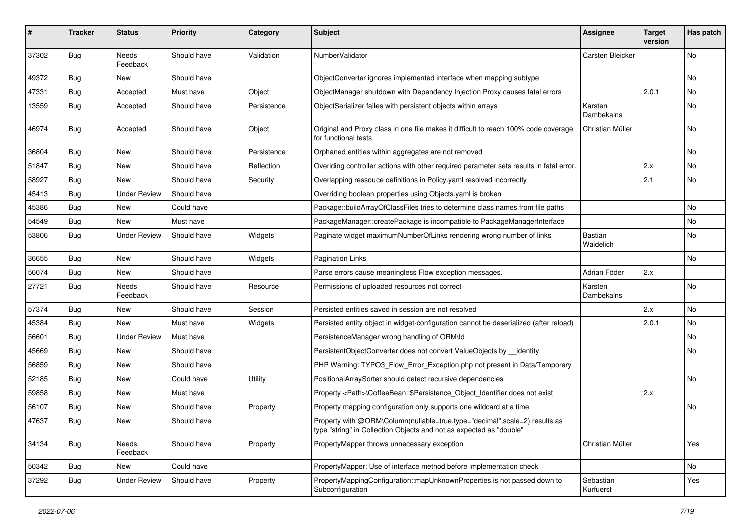| # | Tracker | Status | Priority | Category | Subject | Assignee | Target version | Has patch |
|---|---|---|---|---|---|---|---|---|
| 37302 | Bug | Needs Feedback | Should have | Validation | NumberValidator | Carsten Bleicker | | No |
| 49372 | Bug | New | Should have | | ObjectConverter ignores implemented interface when mapping subtype | | | No |
| 47331 | Bug | Accepted | Must have | Object | ObjectManager shutdown with Dependency Injection Proxy causes fatal errors | | 2.0.1 | No |
| 13559 | Bug | Accepted | Should have | Persistence | ObjectSerializer failes with persistent objects within arrays | Karsten Dambekalns | | No |
| 46974 | Bug | Accepted | Should have | Object | Original and Proxy class in one file makes it difficult to reach 100% code coverage for functional tests | Christian Müller | | No |
| 36804 | Bug | New | Should have | Persistence | Orphaned entities within aggregates are not removed | | | No |
| 51847 | Bug | New | Should have | Reflection | Overiding controller actions with other required parameter sets results in fatal error. | | 2.x | No |
| 58927 | Bug | New | Should have | Security | Overlapping ressouce definitions in Policy.yaml resolved incorrectly | | 2.1 | No |
| 45413 | Bug | Under Review | Should have | | Overriding boolean properties using Objects.yaml is broken | | | |
| 45386 | Bug | New | Could have | | Package::buildArrayOfClassFiles tries to determine class names from file paths | | | No |
| 54549 | Bug | New | Must have | | PackageManager::createPackage is incompatible to PackageManagerInterface | | | No |
| 53806 | Bug | Under Review | Should have | Widgets | Paginate widget maximumNumberOfLinks rendering wrong number of links | Bastian Waidelich | | No |
| 36655 | Bug | New | Should have | Widgets | Pagination Links | | | No |
| 56074 | Bug | New | Should have | | Parse errors cause meaningless Flow exception messages. | Adrian Föder | 2.x | |
| 27721 | Bug | Needs Feedback | Should have | Resource | Permissions of uploaded resources not correct | Karsten Dambekalns | | No |
| 57374 | Bug | New | Should have | Session | Persisted entities saved in session are not resolved | | 2.x | No |
| 45384 | Bug | New | Must have | Widgets | Persisted entity object in widget-configuration cannot be deserialized (after reload) | | 2.0.1 | No |
| 56601 | Bug | Under Review | Must have | | PersistenceManager wrong handling of ORM\Id | | | No |
| 45669 | Bug | New | Should have | | PersistentObjectConverter does not convert ValueObjects by __identity | | | No |
| 56859 | Bug | New | Should have | | PHP Warning: TYPO3_Flow_Error_Exception.php not present in Data/Temporary | | | |
| 52185 | Bug | New | Could have | Utility | PositionalArraySorter should detect recursive dependencies | | | No |
| 59858 | Bug | New | Must have | | Property <Path>\CoffeeBean::$Persistence_Object_Identifier does not exist | | 2.x | |
| 56107 | Bug | New | Should have | Property | Property mapping configuration only supports one wildcard at a time | | | No |
| 47637 | Bug | New | Should have | | Property with @ORM\Column(nullable=true,type="decimal",scale=2) results as type "string" in Collection Objects and not as expected as "double" | | | |
| 34134 | Bug | Needs Feedback | Should have | Property | PropertyMapper throws unnecessary exception | Christian Müller | | Yes |
| 50342 | Bug | New | Could have | | PropertyMapper: Use of interface method before implementation check | | | No |
| 37292 | Bug | Under Review | Should have | Property | PropertyMappingConfiguration::mapUnknownProperties is not passed down to Subconfiguration | Sebastian Kurfuerst | | Yes |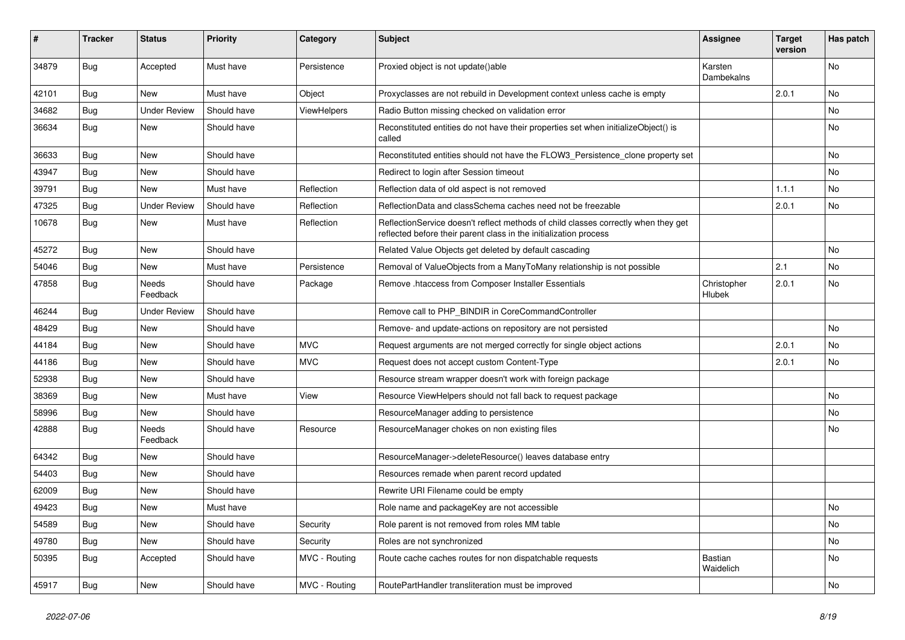| # | Tracker | Status | Priority | Category | Subject | Assignee | Target version | Has patch |
|---|---|---|---|---|---|---|---|---|
| 34879 | Bug | Accepted | Must have | Persistence | Proxied object is not update()able | Karsten Dambekalns | | No |
| 42101 | Bug | New | Must have | Object | Proxyclasses are not rebuild in Development context unless cache is empty | | 2.0.1 | No |
| 34682 | Bug | Under Review | Should have | ViewHelpers | Radio Button missing checked on validation error | | | No |
| 36634 | Bug | New | Should have | | Reconstituted entities do not have their properties set when initializeObject() is called | | | No |
| 36633 | Bug | New | Should have | | Reconstituted entities should not have the FLOW3_Persistence_clone property set | | | No |
| 43947 | Bug | New | Should have | | Redirect to login after Session timeout | | | No |
| 39791 | Bug | New | Must have | Reflection | Reflection data of old aspect is not removed | | 1.1.1 | No |
| 47325 | Bug | Under Review | Should have | Reflection | ReflectionData and classSchema caches need not be freezable | | 2.0.1 | No |
| 10678 | Bug | New | Must have | Reflection | ReflectionService doesn't reflect methods of child classes correctly when they get reflected before their parent class in the initialization process | | | |
| 45272 | Bug | New | Should have | | Related Value Objects get deleted by default cascading | | | No |
| 54046 | Bug | New | Must have | Persistence | Removal of ValueObjects from a ManyToMany relationship is not possible | | 2.1 | No |
| 47858 | Bug | Needs Feedback | Should have | Package | Remove .htaccess from Composer Installer Essentials | Christopher Hlubek | 2.0.1 | No |
| 46244 | Bug | Under Review | Should have | | Remove call to PHP_BINDIR in CoreCommandController | | | |
| 48429 | Bug | New | Should have | | Remove- and update-actions on repository are not persisted | | | No |
| 44184 | Bug | New | Should have | MVC | Request arguments are not merged correctly for single object actions | | 2.0.1 | No |
| 44186 | Bug | New | Should have | MVC | Request does not accept custom Content-Type | | 2.0.1 | No |
| 52938 | Bug | New | Should have | | Resource stream wrapper doesn't work with foreign package | | | |
| 38369 | Bug | New | Must have | View | Resource ViewHelpers should not fall back to request package | | | No |
| 58996 | Bug | New | Should have | | ResourceManager adding to persistence | | | No |
| 42888 | Bug | Needs Feedback | Should have | Resource | ResourceManager chokes on non existing files | | | No |
| 64342 | Bug | New | Should have | | ResourceManager->deleteResource() leaves database entry | | | |
| 54403 | Bug | New | Should have | | Resources remade when parent record updated | | | |
| 62009 | Bug | New | Should have | | Rewrite URI Filename could be empty | | | |
| 49423 | Bug | New | Must have | | Role name and packageKey are not accessible | | | No |
| 54589 | Bug | New | Should have | Security | Role parent is not removed from roles MM table | | | No |
| 49780 | Bug | New | Should have | Security | Roles are not synchronized | | | No |
| 50395 | Bug | Accepted | Should have | MVC - Routing | Route cache caches routes for non dispatchable requests | Bastian Waidelich | | No |
| 45917 | Bug | New | Should have | MVC - Routing | RoutePartHandler transliteration must be improved | | | No |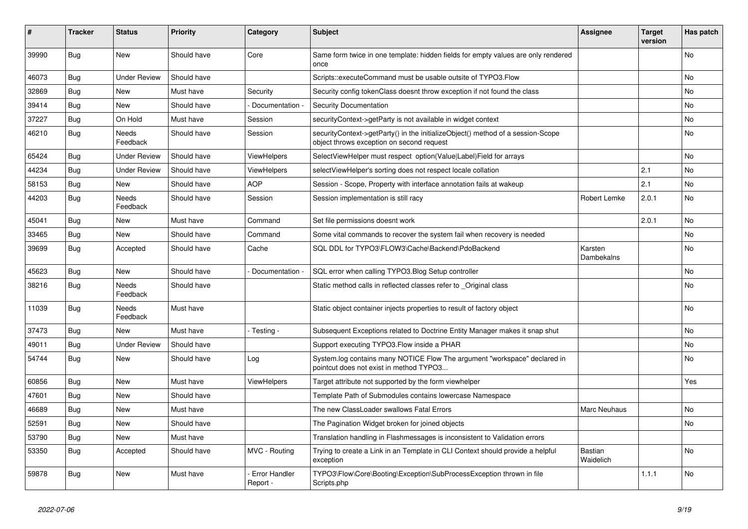| # | Tracker | Status | Priority | Category | Subject | Assignee | Target version | Has patch |
|---|---|---|---|---|---|---|---|---|
| 39990 | Bug | New | Should have | Core | Same form twice in one template: hidden fields for empty values are only rendered once | | | No |
| 46073 | Bug | Under Review | Should have | | Scripts::executeCommand must be usable outsite of TYPO3.Flow | | | No |
| 32869 | Bug | New | Must have | Security | Security config tokenClass doesnt throw exception if not found the class | | | No |
| 39414 | Bug | New | Should have | - Documentation - | Security Documentation | | | No |
| 37227 | Bug | On Hold | Must have | Session | securityContext->getParty is not available in widget context | | | No |
| 46210 | Bug | Needs Feedback | Should have | Session | securityContext->getParty() in the initializeObject() method of a session-Scope object throws exception on second request | | | No |
| 65424 | Bug | Under Review | Should have | ViewHelpers | SelectViewHelper must respect option(Value\|Label)Field for arrays | | | No |
| 44234 | Bug | Under Review | Should have | ViewHelpers | selectViewHelper's sorting does not respect locale collation | | 2.1 | No |
| 58153 | Bug | New | Should have | AOP | Session - Scope, Property with interface annotation fails at wakeup | | 2.1 | No |
| 44203 | Bug | Needs Feedback | Should have | Session | Session implementation is still racy | Robert Lemke | 2.0.1 | No |
| 45041 | Bug | New | Must have | Command | Set file permissions doesnt work | | 2.0.1 | No |
| 33465 | Bug | New | Should have | Command | Some vital commands to recover the system fail when recovery is needed | | | No |
| 39699 | Bug | Accepted | Should have | Cache | SQL DDL for TYPO3\FLOW3\Cache\Backend\PdoBackend | Karsten Dambekalns | | No |
| 45623 | Bug | New | Should have | - Documentation - | SQL error when calling TYPO3.Blog Setup controller | | | No |
| 38216 | Bug | Needs Feedback | Should have | | Static method calls in reflected classes refer to _Original class | | | No |
| 11039 | Bug | Needs Feedback | Must have | | Static object container injects properties to result of factory object | | | No |
| 37473 | Bug | New | Must have | - Testing - | Subsequent Exceptions related to Doctrine Entity Manager makes it snap shut | | | No |
| 49011 | Bug | Under Review | Should have | | Support executing TYPO3.Flow inside a PHAR | | | No |
| 54744 | Bug | New | Should have | Log | System.log contains many NOTICE Flow The argument "workspace" declared in pointcut does not exist in method TYPO3... | | | No |
| 60856 | Bug | New | Must have | ViewHelpers | Target attribute not supported by the form viewhelper | | | Yes |
| 47601 | Bug | New | Should have | | Template Path of Submodules contains lowercase Namespace | | | |
| 46689 | Bug | New | Must have | | The new ClassLoader swallows Fatal Errors | Marc Neuhaus | | No |
| 52591 | Bug | New | Should have | | The Pagination Widget broken for joined objects | | | No |
| 53790 | Bug | New | Must have | | Translation handling in Flashmessages is inconsistent to Validation errors | | | |
| 53350 | Bug | Accepted | Should have | MVC - Routing | Trying to create a Link in an Template in CLI Context should provide a helpful exception | Bastian Waidelich | | No |
| 59878 | Bug | New | Must have | - Error Handler Report - | TYPO3\Flow\Core\Booting\Exception\SubProcessException thrown in file Scripts.php | | 1.1.1 | No |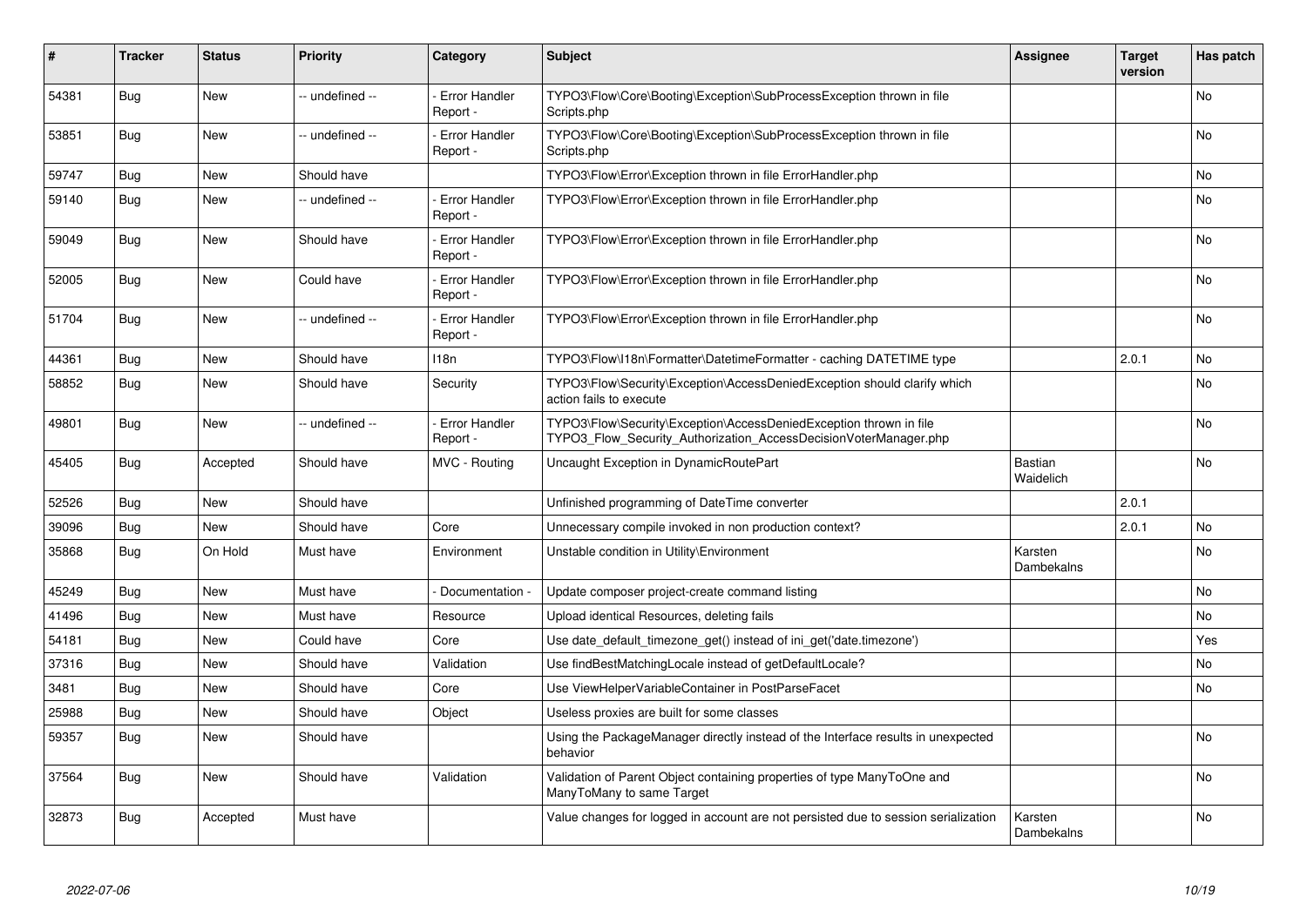| # | Tracker | Status | Priority | Category | Subject | Assignee | Target version | Has patch |
|---|---|---|---|---|---|---|---|---|
| 54381 | Bug | New | -- undefined -- | - Error Handler Report - | TYPO3\Flow\Core\Booting\Exception\SubProcessException thrown in file Scripts.php | | | No |
| 53851 | Bug | New | -- undefined -- | - Error Handler Report - | TYPO3\Flow\Core\Booting\Exception\SubProcessException thrown in file Scripts.php | | | No |
| 59747 | Bug | New | Should have | | TYPO3\Flow\Error\Exception thrown in file ErrorHandler.php | | | No |
| 59140 | Bug | New | -- undefined -- | - Error Handler Report - | TYPO3\Flow\Error\Exception thrown in file ErrorHandler.php | | | No |
| 59049 | Bug | New | Should have | - Error Handler Report - | TYPO3\Flow\Error\Exception thrown in file ErrorHandler.php | | | No |
| 52005 | Bug | New | Could have | - Error Handler Report - | TYPO3\Flow\Error\Exception thrown in file ErrorHandler.php | | | No |
| 51704 | Bug | New | -- undefined -- | - Error Handler Report - | TYPO3\Flow\Error\Exception thrown in file ErrorHandler.php | | | No |
| 44361 | Bug | New | Should have | I18n | TYPO3\Flow\I18n\Formatter\DatetimeFormatter - caching DATETIME type | | 2.0.1 | No |
| 58852 | Bug | New | Should have | Security | TYPO3\Flow\Security\Exception\AccessDeniedException should clarify which action fails to execute | | | No |
| 49801 | Bug | New | -- undefined -- | - Error Handler Report - | TYPO3\Flow\Security\Exception\AccessDeniedException thrown in file TYPO3_Flow_Security_Authorization_AccessDecisionVoterManager.php | | | No |
| 45405 | Bug | Accepted | Should have | MVC - Routing | Uncaught Exception in DynamicRoutePart | Bastian Waidelich | | No |
| 52526 | Bug | New | Should have | | Unfinished programming of DateTime converter | | 2.0.1 | |
| 39096 | Bug | New | Should have | Core | Unnecessary compile invoked in non production context? | | 2.0.1 | No |
| 35868 | Bug | On Hold | Must have | Environment | Unstable condition in Utility\Environment | Karsten Dambekalns | | No |
| 45249 | Bug | New | Must have | - Documentation - | Update composer project-create command listing | | | No |
| 41496 | Bug | New | Must have | Resource | Upload identical Resources, deleting fails | | | No |
| 54181 | Bug | New | Could have | Core | Use date_default_timezone_get() instead of ini_get('date.timezone') | | | Yes |
| 37316 | Bug | New | Should have | Validation | Use findBestMatchingLocale instead of getDefaultLocale? | | | No |
| 3481 | Bug | New | Should have | Core | Use ViewHelperVariableContainer in PostParseFacet | | | No |
| 25988 | Bug | New | Should have | Object | Useless proxies are built for some classes | | | |
| 59357 | Bug | New | Should have | | Using the PackageManager directly instead of the Interface results in unexpected behavior | | | No |
| 37564 | Bug | New | Should have | Validation | Validation of Parent Object containing properties of type ManyToOne and ManyToMany to same Target | | | No |
| 32873 | Bug | Accepted | Must have | | Value changes for logged in account are not persisted due to session serialization | Karsten Dambekalns | | No |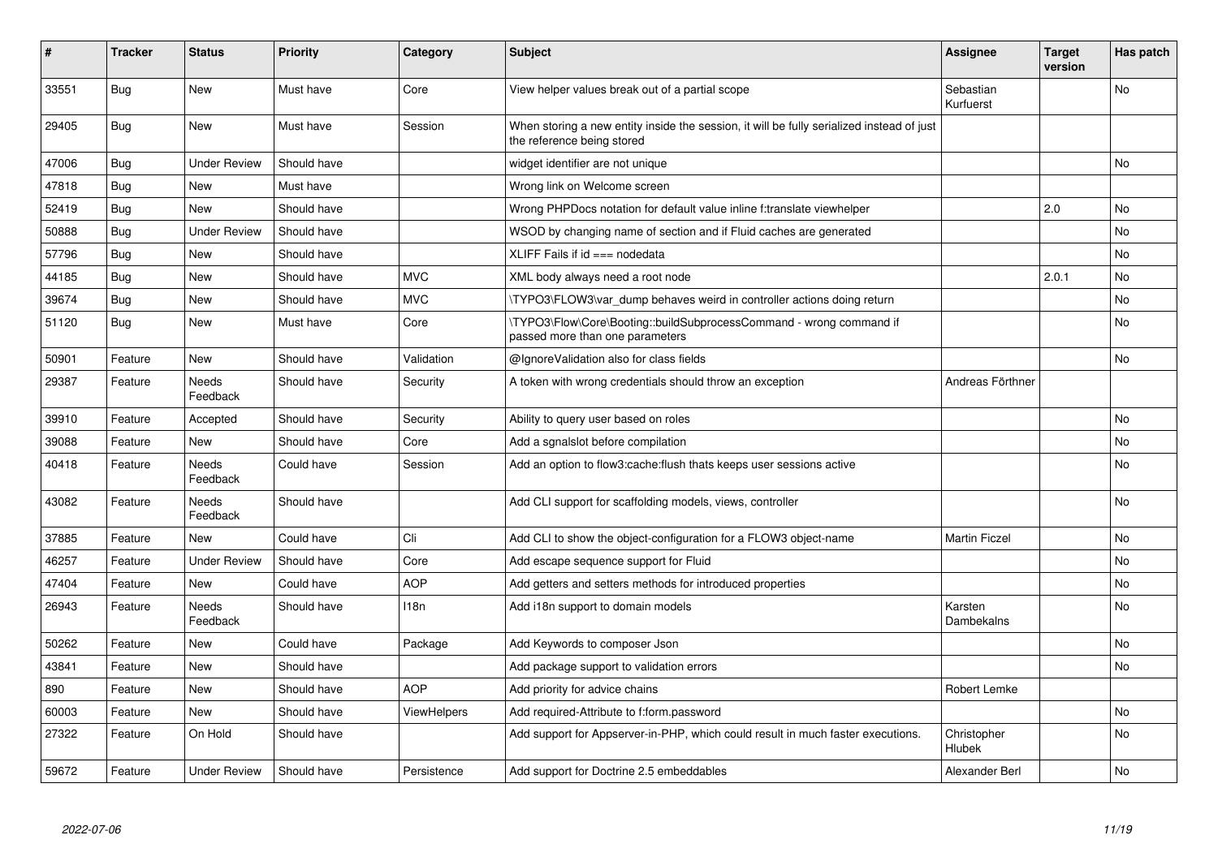| # | Tracker | Status | Priority | Category | Subject | Assignee | Target version | Has patch |
|---|---|---|---|---|---|---|---|---|
| 33551 | Bug | New | Must have | Core | View helper values break out of a partial scope | Sebastian Kurfuerst | | No |
| 29405 | Bug | New | Must have | Session | When storing a new entity inside the session, it will be fully serialized instead of just the reference being stored | | | |
| 47006 | Bug | Under Review | Should have | | widget identifier are not unique | | | No |
| 47818 | Bug | New | Must have | | Wrong link on Welcome screen | | | |
| 52419 | Bug | New | Should have | | Wrong PHPDocs notation for default value inline f:translate viewhelper | | 2.0 | No |
| 50888 | Bug | Under Review | Should have | | WSOD by changing name of section and if Fluid caches are generated | | | No |
| 57796 | Bug | New | Should have | | XLIFF Fails if id === nodedata | | | No |
| 44185 | Bug | New | Should have | MVC | XML body always need a root node | | 2.0.1 | No |
| 39674 | Bug | New | Should have | MVC | \TYPO3\FLOW3\var_dump behaves weird in controller actions doing return | | | No |
| 51120 | Bug | New | Must have | Core | \TYPO3\Flow\Core\Booting::buildSubprocessCommand - wrong command if passed more than one parameters | | | No |
| 50901 | Feature | New | Should have | Validation | @IgnoreValidation also for class fields | | | No |
| 29387 | Feature | Needs Feedback | Should have | Security | A token with wrong credentials should throw an exception | Andreas Förthner | | |
| 39910 | Feature | Accepted | Should have | Security | Ability to query user based on roles | | | No |
| 39088 | Feature | New | Should have | Core | Add a sgnalslot before compilation | | | No |
| 40418 | Feature | Needs Feedback | Could have | Session | Add an option to flow3:cache:flush thats keeps user sessions active | | | No |
| 43082 | Feature | Needs Feedback | Should have | | Add CLI support for scaffolding models, views, controller | | | No |
| 37885 | Feature | New | Could have | Cli | Add CLI to show the object-configuration for a FLOW3 object-name | Martin Ficzel | | No |
| 46257 | Feature | Under Review | Should have | Core | Add escape sequence support for Fluid | | | No |
| 47404 | Feature | New | Could have | AOP | Add getters and setters methods for introduced properties | | | No |
| 26943 | Feature | Needs Feedback | Should have | I18n | Add i18n support to domain models | Karsten Dambekalns | | No |
| 50262 | Feature | New | Could have | Package | Add Keywords to composer Json | | | No |
| 43841 | Feature | New | Should have | | Add package support to validation errors | | | No |
| 890 | Feature | New | Should have | AOP | Add priority for advice chains | Robert Lemke | | |
| 60003 | Feature | New | Should have | ViewHelpers | Add required-Attribute to f:form.password | | | No |
| 27322 | Feature | On Hold | Should have | | Add support for Appserver-in-PHP, which could result in much faster executions. | Christopher Hlubek | | No |
| 59672 | Feature | Under Review | Should have | Persistence | Add support for Doctrine 2.5 embeddables | Alexander Berl | | No |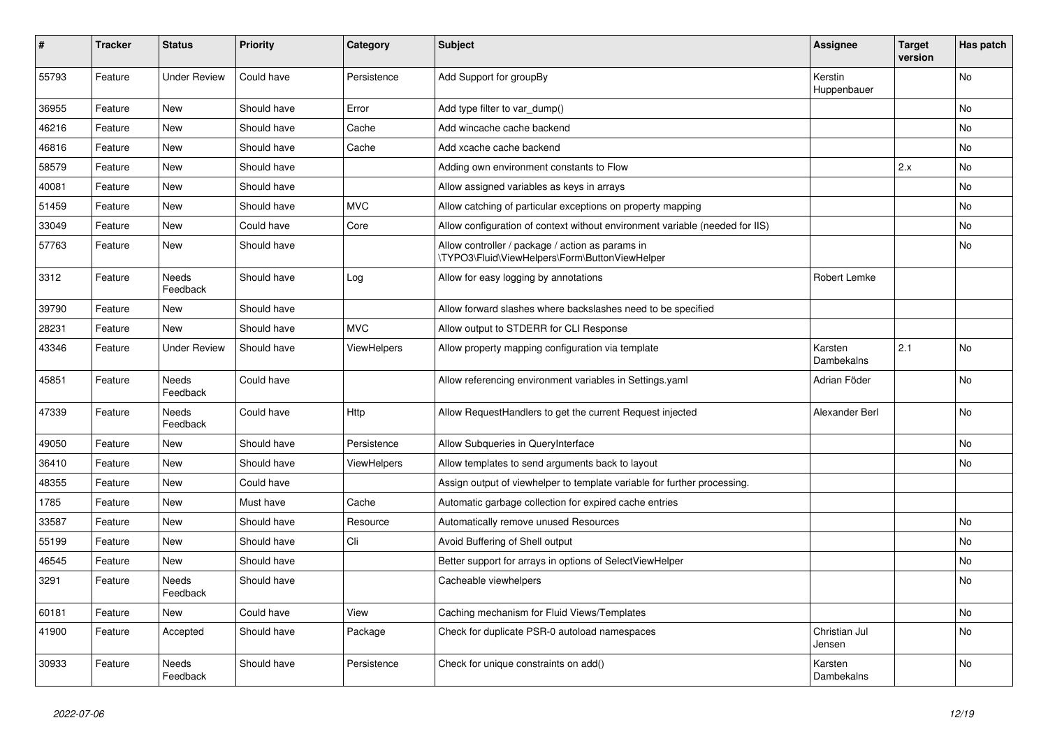| # | Tracker | Status | Priority | Category | Subject | Assignee | Target version | Has patch |
|---|---|---|---|---|---|---|---|---|
| 55793 | Feature | Under Review | Could have | Persistence | Add Support for groupBy | Kerstin Huppenbauer | | No |
| 36955 | Feature | New | Should have | Error | Add type filter to var_dump() | | | No |
| 46216 | Feature | New | Should have | Cache | Add wincache cache backend | | | No |
| 46816 | Feature | New | Should have | Cache | Add xcache cache backend | | | No |
| 58579 | Feature | New | Should have | | Adding own environment constants to Flow | | 2.x | No |
| 40081 | Feature | New | Should have | | Allow assigned variables as keys in arrays | | | No |
| 51459 | Feature | New | Should have | MVC | Allow catching of particular exceptions on property mapping | | | No |
| 33049 | Feature | New | Could have | Core | Allow configuration of context without environment variable (needed for IIS) | | | No |
| 57763 | Feature | New | Should have | | Allow controller / package / action as params in \TYPO3\Fluid\ViewHelpers\Form\ButtonViewHelper | | | No |
| 3312 | Feature | Needs Feedback | Should have | Log | Allow for easy logging by annotations | Robert Lemke | | |
| 39790 | Feature | New | Should have | | Allow forward slashes where backslashes need to be specified | | | |
| 28231 | Feature | New | Should have | MVC | Allow output to STDERR for CLI Response | | | |
| 43346 | Feature | Under Review | Should have | ViewHelpers | Allow property mapping configuration via template | Karsten Dambekalns | 2.1 | No |
| 45851 | Feature | Needs Feedback | Could have | | Allow referencing environment variables in Settings.yaml | Adrian Föder | | No |
| 47339 | Feature | Needs Feedback | Could have | Http | Allow RequestHandlers to get the current Request injected | Alexander Berl | | No |
| 49050 | Feature | New | Should have | Persistence | Allow Subqueries in QueryInterface | | | No |
| 36410 | Feature | New | Should have | ViewHelpers | Allow templates to send arguments back to layout | | | No |
| 48355 | Feature | New | Could have | | Assign output of viewhelper to template variable for further processing. | | | |
| 1785 | Feature | New | Must have | Cache | Automatic garbage collection for expired cache entries | | | |
| 33587 | Feature | New | Should have | Resource | Automatically remove unused Resources | | | No |
| 55199 | Feature | New | Should have | Cli | Avoid Buffering of Shell output | | | No |
| 46545 | Feature | New | Should have | | Better support for arrays in options of SelectViewHelper | | | No |
| 3291 | Feature | Needs Feedback | Should have | | Cacheable viewhelpers | | | No |
| 60181 | Feature | New | Could have | View | Caching mechanism for Fluid Views/Templates | | | No |
| 41900 | Feature | Accepted | Should have | Package | Check for duplicate PSR-0 autoload namespaces | Christian Jul Jensen | | No |
| 30933 | Feature | Needs Feedback | Should have | Persistence | Check for unique constraints on add() | Karsten Dambekalns | | No |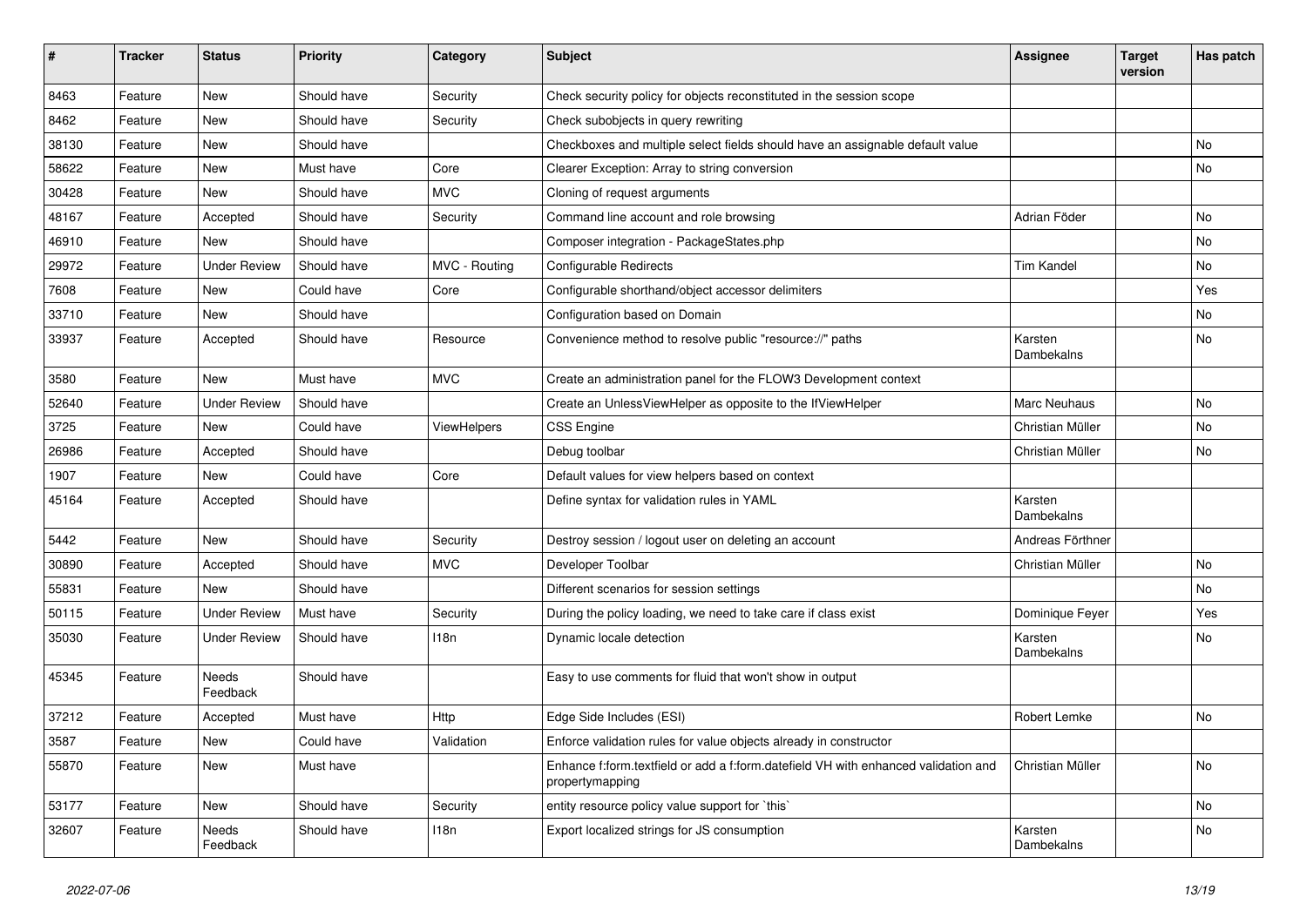| # | Tracker | Status | Priority | Category | Subject | Assignee | Target version | Has patch |
|---|---|---|---|---|---|---|---|---|
| 8463 | Feature | New | Should have | Security | Check security policy for objects reconstituted in the session scope | | | |
| 8462 | Feature | New | Should have | Security | Check subobjects in query rewriting | | | |
| 38130 | Feature | New | Should have | | Checkboxes and multiple select fields should have an assignable default value | | | No |
| 58622 | Feature | New | Must have | Core | Clearer Exception: Array to string conversion | | | No |
| 30428 | Feature | New | Should have | MVC | Cloning of request arguments | | | |
| 48167 | Feature | Accepted | Should have | Security | Command line account and role browsing | Adrian Föder | | No |
| 46910 | Feature | New | Should have | | Composer integration - PackageStates.php | | | No |
| 29972 | Feature | Under Review | Should have | MVC - Routing | Configurable Redirects | Tim Kandel | | No |
| 7608 | Feature | New | Could have | Core | Configurable shorthand/object accessor delimiters | | | Yes |
| 33710 | Feature | New | Should have | | Configuration based on Domain | | | No |
| 33937 | Feature | Accepted | Should have | Resource | Convenience method to resolve public "resource://" paths | Karsten Dambekalns | | No |
| 3580 | Feature | New | Must have | MVC | Create an administration panel for the FLOW3 Development context | | | |
| 52640 | Feature | Under Review | Should have | | Create an UnlessViewHelper as opposite to the IfViewHelper | Marc Neuhaus | | No |
| 3725 | Feature | New | Could have | ViewHelpers | CSS Engine | Christian Müller | | No |
| 26986 | Feature | Accepted | Should have | | Debug toolbar | Christian Müller | | No |
| 1907 | Feature | New | Could have | Core | Default values for view helpers based on context | | | |
| 45164 | Feature | Accepted | Should have | | Define syntax for validation rules in YAML | Karsten Dambekalns | | |
| 5442 | Feature | New | Should have | Security | Destroy session / logout user on deleting an account | Andreas Förthner | | |
| 30890 | Feature | Accepted | Should have | MVC | Developer Toolbar | Christian Müller | | No |
| 55831 | Feature | New | Should have | | Different scenarios for session settings | | | No |
| 50115 | Feature | Under Review | Must have | Security | During the policy loading, we need to take care if class exist | Dominique Feyer | | Yes |
| 35030 | Feature | Under Review | Should have | I18n | Dynamic locale detection | Karsten Dambekalns | | No |
| 45345 | Feature | Needs Feedback | Should have | | Easy to use comments for fluid that won't show in output | | | |
| 37212 | Feature | Accepted | Must have | Http | Edge Side Includes (ESI) | Robert Lemke | | No |
| 3587 | Feature | New | Could have | Validation | Enforce validation rules for value objects already in constructor | | | |
| 55870 | Feature | New | Must have | | Enhance f:form.textfield or add a f:form.datefield VH with enhanced validation and propertymapping | Christian Müller | | No |
| 53177 | Feature | New | Should have | Security | entity resource policy value support for `this` | | | No |
| 32607 | Feature | Needs Feedback | Should have | I18n | Export localized strings for JS consumption | Karsten Dambekalns | | No |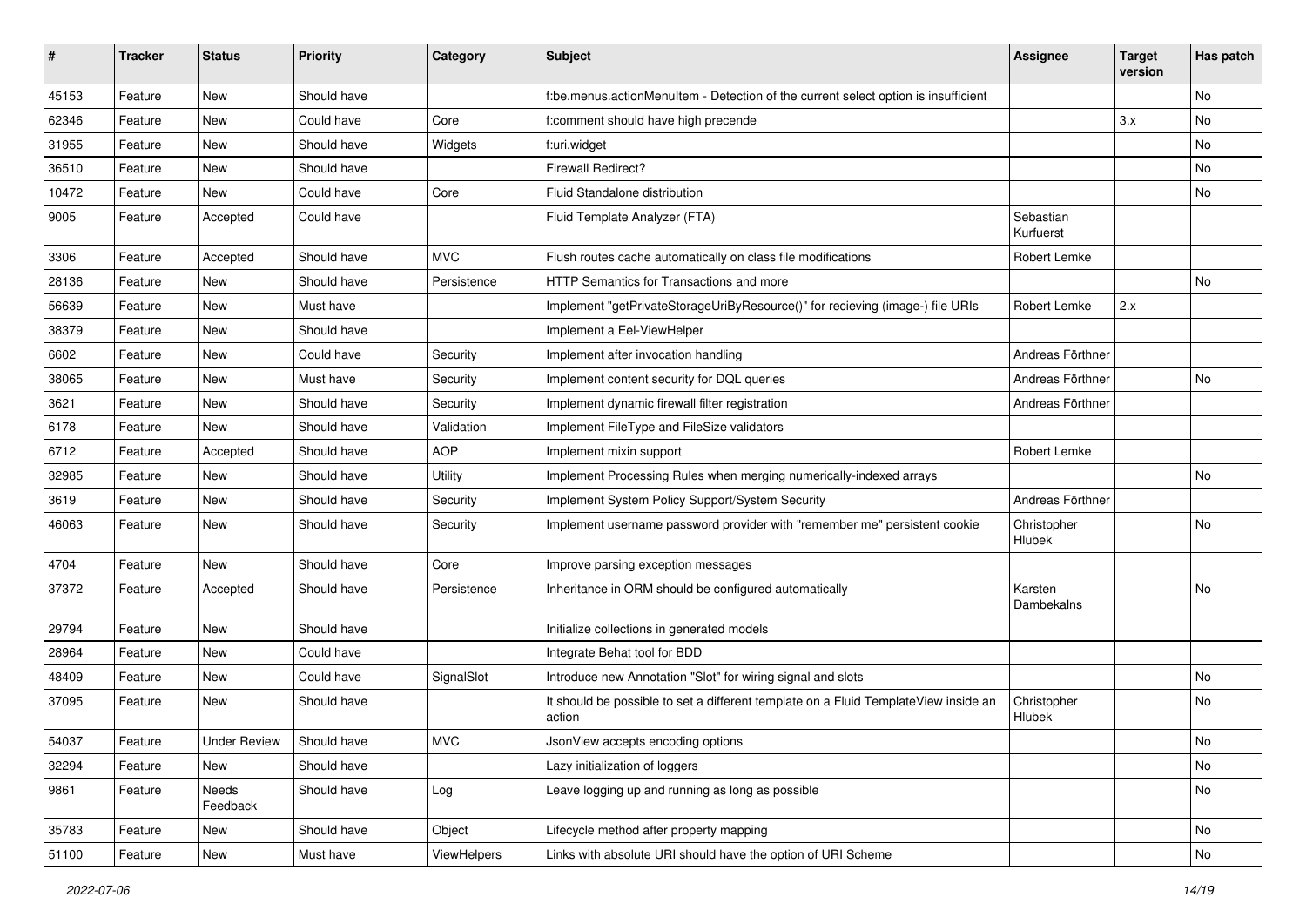| # | Tracker | Status | Priority | Category | Subject | Assignee | Target version | Has patch |
|---|---|---|---|---|---|---|---|---|
| 45153 | Feature | New | Should have | | f:be.menus.actionMenuItem - Detection of the current select option is insufficient | | | No |
| 62346 | Feature | New | Could have | Core | f:comment should have high precende | | 3.x | No |
| 31955 | Feature | New | Should have | Widgets | f:uri.widget | | | No |
| 36510 | Feature | New | Should have | | Firewall Redirect? | | | No |
| 10472 | Feature | New | Could have | Core | Fluid Standalone distribution | | | No |
| 9005 | Feature | Accepted | Could have | | Fluid Template Analyzer (FTA) | Sebastian Kurfuerst | | |
| 3306 | Feature | Accepted | Should have | MVC | Flush routes cache automatically on class file modifications | Robert Lemke | | |
| 28136 | Feature | New | Should have | Persistence | HTTP Semantics for Transactions and more | | | No |
| 56639 | Feature | New | Must have | | Implement "getPrivateStorageUriByResource()" for recieving (image-) file URIs | Robert Lemke | 2.x | |
| 38379 | Feature | New | Should have | | Implement a Eel-ViewHelper | | | |
| 6602 | Feature | New | Could have | Security | Implement after invocation handling | Andreas Förthner | | |
| 38065 | Feature | New | Must have | Security | Implement content security for DQL queries | Andreas Förthner | | No |
| 3621 | Feature | New | Should have | Security | Implement dynamic firewall filter registration | Andreas Förthner | | |
| 6178 | Feature | New | Should have | Validation | Implement FileType and FileSize validators | | | |
| 6712 | Feature | Accepted | Should have | AOP | Implement mixin support | Robert Lemke | | |
| 32985 | Feature | New | Should have | Utility | Implement Processing Rules when merging numerically-indexed arrays | | | No |
| 3619 | Feature | New | Should have | Security | Implement System Policy Support/System Security | Andreas Förthner | | |
| 46063 | Feature | New | Should have | Security | Implement username password provider with "remember me" persistent cookie | Christopher Hlubek | | No |
| 4704 | Feature | New | Should have | Core | Improve parsing exception messages | | | |
| 37372 | Feature | Accepted | Should have | Persistence | Inheritance in ORM should be configured automatically | Karsten Dambekalns | | No |
| 29794 | Feature | New | Should have | | Initialize collections in generated models | | | |
| 28964 | Feature | New | Could have | | Integrate Behat tool for BDD | | | |
| 48409 | Feature | New | Could have | SignalSlot | Introduce new Annotation "Slot" for wiring signal and slots | | | No |
| 37095 | Feature | New | Should have | | It should be possible to set a different template on a Fluid TemplateView inside an action | Christopher Hlubek | | No |
| 54037 | Feature | Under Review | Should have | MVC | JsonView accepts encoding options | | | No |
| 32294 | Feature | New | Should have | | Lazy initialization of loggers | | | No |
| 9861 | Feature | Needs Feedback | Should have | Log | Leave logging up and running as long as possible | | | No |
| 35783 | Feature | New | Should have | Object | Lifecycle method after property mapping | | | No |
| 51100 | Feature | New | Must have | ViewHelpers | Links with absolute URI should have the option of URI Scheme | | | No |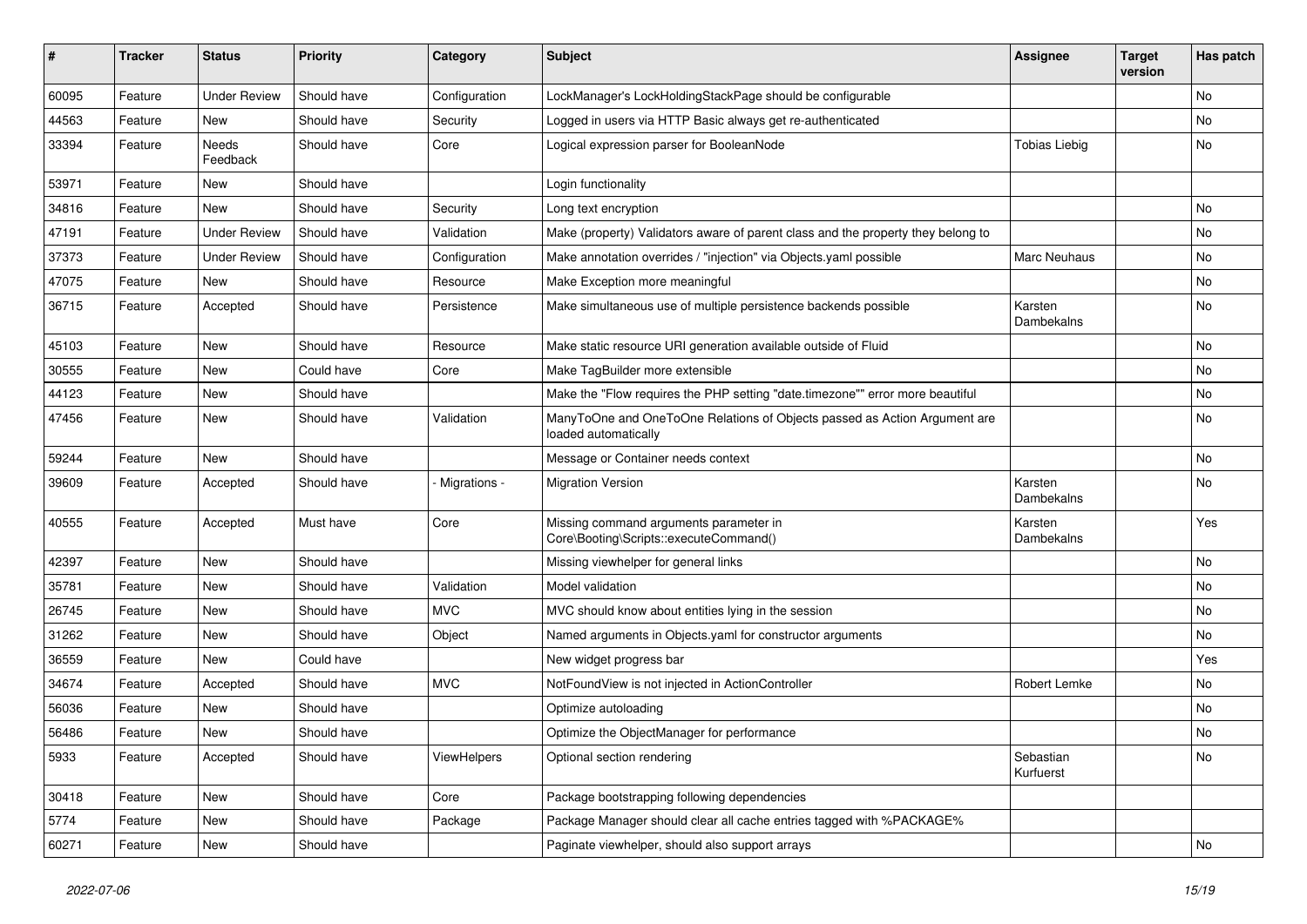| # | Tracker | Status | Priority | Category | Subject | Assignee | Target version | Has patch |
|---|---|---|---|---|---|---|---|---|
| 60095 | Feature | Under Review | Should have | Configuration | LockManager's LockHoldingStackPage should be configurable | | | No |
| 44563 | Feature | New | Should have | Security | Logged in users via HTTP Basic always get re-authenticated | | | No |
| 33394 | Feature | Needs Feedback | Should have | Core | Logical expression parser for BooleanNode | Tobias Liebig | | No |
| 53971 | Feature | New | Should have | | Login functionality | | | |
| 34816 | Feature | New | Should have | Security | Long text encryption | | | No |
| 47191 | Feature | Under Review | Should have | Validation | Make (property) Validators aware of parent class and the property they belong to | | | No |
| 37373 | Feature | Under Review | Should have | Configuration | Make annotation overrides / "injection" via Objects.yaml possible | Marc Neuhaus | | No |
| 47075 | Feature | New | Should have | Resource | Make Exception more meaningful | | | No |
| 36715 | Feature | Accepted | Should have | Persistence | Make simultaneous use of multiple persistence backends possible | Karsten Dambekalns | | No |
| 45103 | Feature | New | Should have | Resource | Make static resource URI generation available outside of Fluid | | | No |
| 30555 | Feature | New | Could have | Core | Make TagBuilder more extensible | | | No |
| 44123 | Feature | New | Should have | | Make the "Flow requires the PHP setting "date.timezone"" error more beautiful | | | No |
| 47456 | Feature | New | Should have | Validation | ManyToOne and OneToOne Relations of Objects passed as Action Argument are loaded automatically | | | No |
| 59244 | Feature | New | Should have | | Message or Container needs context | | | No |
| 39609 | Feature | Accepted | Should have | - Migrations - | Migration Version | Karsten Dambekalns | | No |
| 40555 | Feature | Accepted | Must have | Core | Missing command arguments parameter in Core\Booting\Scripts::executeCommand() | Karsten Dambekalns | | Yes |
| 42397 | Feature | New | Should have | | Missing viewhelper for general links | | | No |
| 35781 | Feature | New | Should have | Validation | Model validation | | | No |
| 26745 | Feature | New | Should have | MVC | MVC should know about entities lying in the session | | | No |
| 31262 | Feature | New | Should have | Object | Named arguments in Objects.yaml for constructor arguments | | | No |
| 36559 | Feature | New | Could have | | New widget progress bar | | | Yes |
| 34674 | Feature | Accepted | Should have | MVC | NotFoundView is not injected in ActionController | Robert Lemke | | No |
| 56036 | Feature | New | Should have | | Optimize autoloading | | | No |
| 56486 | Feature | New | Should have | | Optimize the ObjectManager for performance | | | No |
| 5933 | Feature | Accepted | Should have | ViewHelpers | Optional section rendering | Sebastian Kurfuerst | | No |
| 30418 | Feature | New | Should have | Core | Package bootstrapping following dependencies | | | |
| 5774 | Feature | New | Should have | Package | Package Manager should clear all cache entries tagged with %PACKAGE% | | | |
| 60271 | Feature | New | Should have | | Paginate viewhelper, should also support arrays | | | No |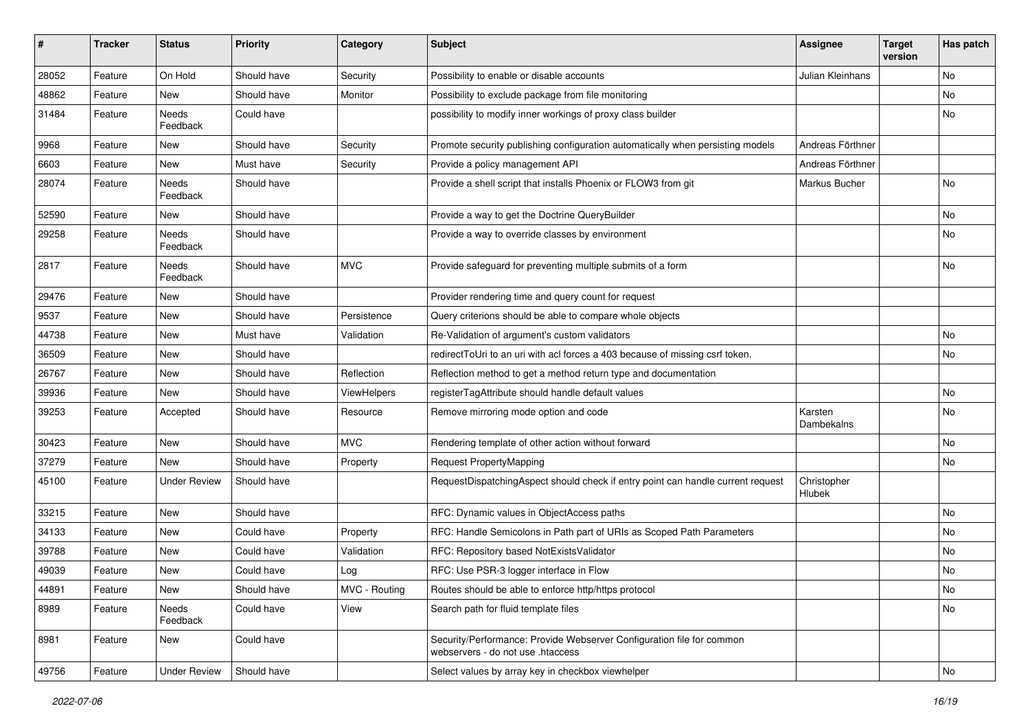| # | Tracker | Status | Priority | Category | Subject | Assignee | Target version | Has patch |
|---|---|---|---|---|---|---|---|---|
| 28052 | Feature | On Hold | Should have | Security | Possibility to enable or disable accounts | Julian Kleinhans | | No |
| 48862 | Feature | New | Should have | Monitor | Possibility to exclude package from file monitoring | | | No |
| 31484 | Feature | Needs Feedback | Could have | | possibility to modify inner workings of proxy class builder | | | No |
| 9968 | Feature | New | Should have | Security | Promote security publishing configuration automatically when persisting models | Andreas Förthner | | |
| 6603 | Feature | New | Must have | Security | Provide a policy management API | Andreas Förthner | | |
| 28074 | Feature | Needs Feedback | Should have | | Provide a shell script that installs Phoenix or FLOW3 from git | Markus Bucher | | No |
| 52590 | Feature | New | Should have | | Provide a way to get the Doctrine QueryBuilder | | | No |
| 29258 | Feature | Needs Feedback | Should have | | Provide a way to override classes by environment | | | No |
| 2817 | Feature | Needs Feedback | Should have | MVC | Provide safeguard for preventing multiple submits of a form | | | No |
| 29476 | Feature | New | Should have | | Provider rendering time and query count for request | | | |
| 9537 | Feature | New | Should have | Persistence | Query criterions should be able to compare whole objects | | | |
| 44738 | Feature | New | Must have | Validation | Re-Validation of argument's custom validators | | | No |
| 36509 | Feature | New | Should have | | redirectToUri to an uri with acl forces a 403 because of missing csrf token. | | | No |
| 26767 | Feature | New | Should have | Reflection | Reflection method to get a method return type and documentation | | | |
| 39936 | Feature | New | Should have | ViewHelpers | registerTagAttribute should handle default values | | | No |
| 39253 | Feature | Accepted | Should have | Resource | Remove mirroring mode option and code | Karsten Dambekalns | | No |
| 30423 | Feature | New | Should have | MVC | Rendering template of other action without forward | | | No |
| 37279 | Feature | New | Should have | Property | Request PropertyMapping | | | No |
| 45100 | Feature | Under Review | Should have | | RequestDispatchingAspect should check if entry point can handle current request | Christopher Hlubek | | |
| 33215 | Feature | New | Should have | | RFC: Dynamic values in ObjectAccess paths | | | No |
| 34133 | Feature | New | Could have | Property | RFC: Handle Semicolons in Path part of URIs as Scoped Path Parameters | | | No |
| 39788 | Feature | New | Could have | Validation | RFC: Repository based NotExistsValidator | | | No |
| 49039 | Feature | New | Could have | Log | RFC: Use PSR-3 logger interface in Flow | | | No |
| 44891 | Feature | New | Should have | MVC - Routing | Routes should be able to enforce http/https protocol | | | No |
| 8989 | Feature | Needs Feedback | Could have | View | Search path for fluid template files | | | No |
| 8981 | Feature | New | Could have | | Security/Performance: Provide Webserver Configuration file for common webservers - do not use .htaccess | | | |
| 49756 | Feature | Under Review | Should have | | Select values by array key in checkbox viewhelper | | | No |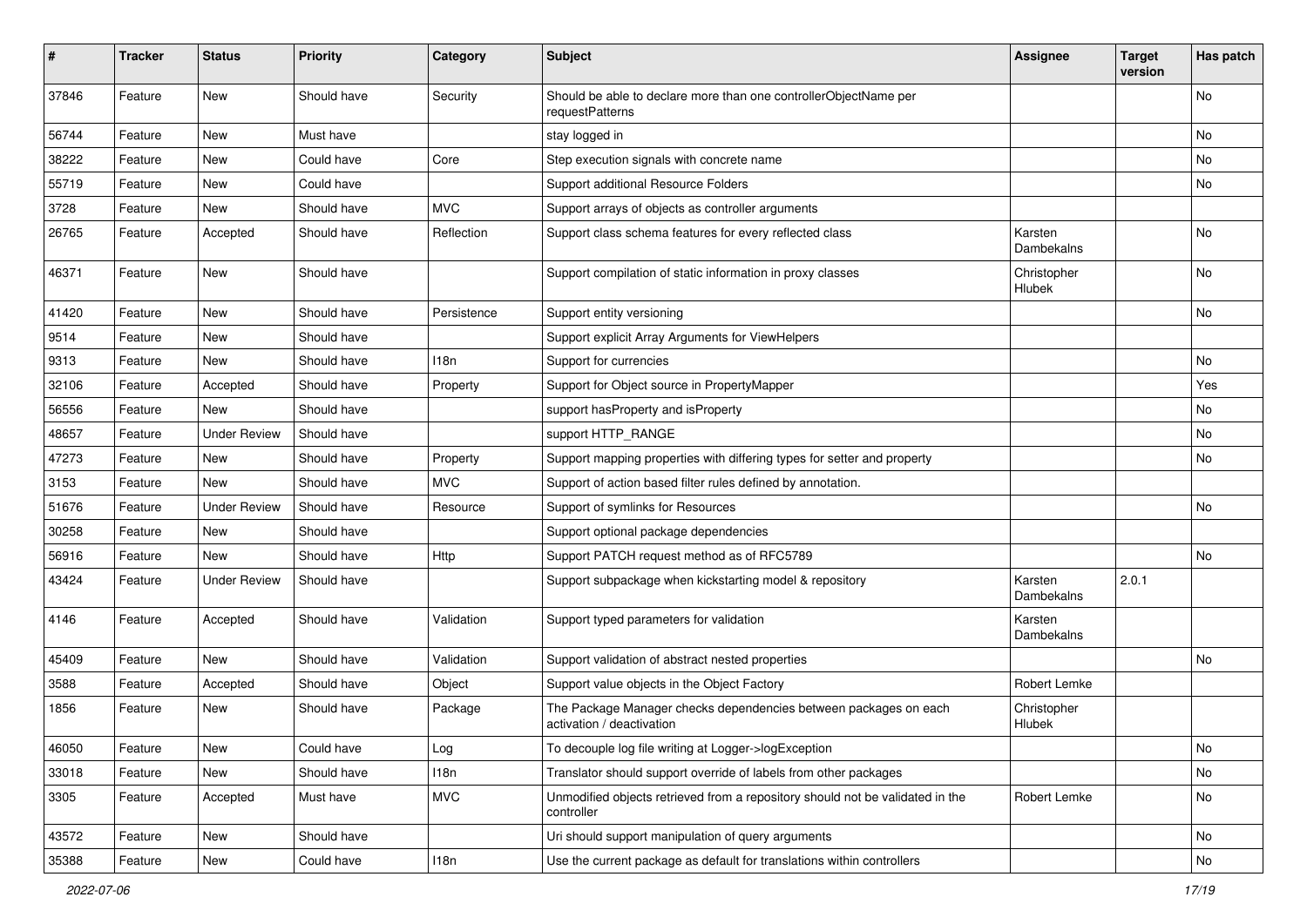| # | Tracker | Status | Priority | Category | Subject | Assignee | Target version | Has patch |
|---|---|---|---|---|---|---|---|---|
| 37846 | Feature | New | Should have | Security | Should be able to declare more than one controllerObjectName per requestPatterns | | | No |
| 56744 | Feature | New | Must have | | stay logged in | | | No |
| 38222 | Feature | New | Could have | Core | Step execution signals with concrete name | | | No |
| 55719 | Feature | New | Could have | | Support additional Resource Folders | | | No |
| 3728 | Feature | New | Should have | MVC | Support arrays of objects as controller arguments | | | |
| 26765 | Feature | Accepted | Should have | Reflection | Support class schema features for every reflected class | Karsten Dambekalns | | No |
| 46371 | Feature | New | Should have | | Support compilation of static information in proxy classes | Christopher Hlubek | | No |
| 41420 | Feature | New | Should have | Persistence | Support entity versioning | | | No |
| 9514 | Feature | New | Should have | | Support explicit Array Arguments for ViewHelpers | | | |
| 9313 | Feature | New | Should have | I18n | Support for currencies | | | No |
| 32106 | Feature | Accepted | Should have | Property | Support for Object source in PropertyMapper | | | Yes |
| 56556 | Feature | New | Should have | | support hasProperty and isProperty | | | No |
| 48657 | Feature | Under Review | Should have | | support HTTP_RANGE | | | No |
| 47273 | Feature | New | Should have | Property | Support mapping properties with differing types for setter and property | | | No |
| 3153 | Feature | New | Should have | MVC | Support of action based filter rules defined by annotation. | | | |
| 51676 | Feature | Under Review | Should have | Resource | Support of symlinks for Resources | | | No |
| 30258 | Feature | New | Should have | | Support optional package dependencies | | | |
| 56916 | Feature | New | Should have | Http | Support PATCH request method as of RFC5789 | | | No |
| 43424 | Feature | Under Review | Should have | | Support subpackage when kickstarting model & repository | Karsten Dambekalns | 2.0.1 | |
| 4146 | Feature | Accepted | Should have | Validation | Support typed parameters for validation | Karsten Dambekalns | | |
| 45409 | Feature | New | Should have | Validation | Support validation of abstract nested properties | | | No |
| 3588 | Feature | Accepted | Should have | Object | Support value objects in the Object Factory | Robert Lemke | | |
| 1856 | Feature | New | Should have | Package | The Package Manager checks dependencies between packages on each activation / deactivation | Christopher Hlubek | | |
| 46050 | Feature | New | Could have | Log | To decouple log file writing at Logger->logException | | | No |
| 33018 | Feature | New | Should have | I18n | Translator should support override of labels from other packages | | | No |
| 3305 | Feature | Accepted | Must have | MVC | Unmodified objects retrieved from a repository should not be validated in the controller | Robert Lemke | | No |
| 43572 | Feature | New | Should have | | Uri should support manipulation of query arguments | | | No |
| 35388 | Feature | New | Could have | I18n | Use the current package as default for translations within controllers | | | No |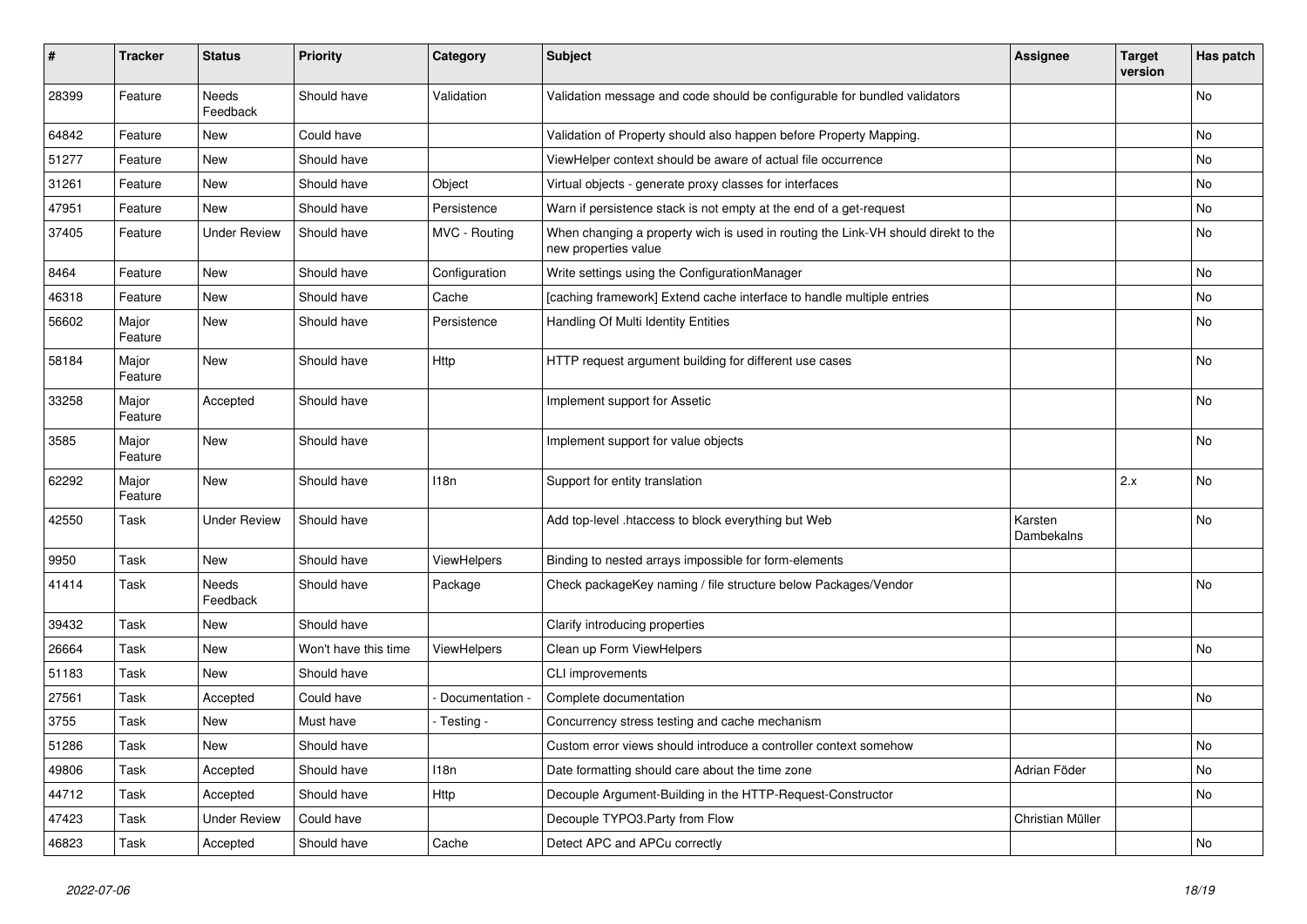| # | Tracker | Status | Priority | Category | Subject | Assignee | Target version | Has patch |
|---|---|---|---|---|---|---|---|---|
| 28399 | Feature | Needs Feedback | Should have | Validation | Validation message and code should be configurable for bundled validators | | | No |
| 64842 | Feature | New | Could have | | Validation of Property should also happen before Property Mapping. | | | No |
| 51277 | Feature | New | Should have | | ViewHelper context should be aware of actual file occurrence | | | No |
| 31261 | Feature | New | Should have | Object | Virtual objects - generate proxy classes for interfaces | | | No |
| 47951 | Feature | New | Should have | Persistence | Warn if persistence stack is not empty at the end of a get-request | | | No |
| 37405 | Feature | Under Review | Should have | MVC - Routing | When changing a property wich is used in routing the Link-VH should direkt to the new properties value | | | No |
| 8464 | Feature | New | Should have | Configuration | Write settings using the ConfigurationManager | | | No |
| 46318 | Feature | New | Should have | Cache | [caching framework] Extend cache interface to handle multiple entries | | | No |
| 56602 | Major Feature | New | Should have | Persistence | Handling Of Multi Identity Entities | | | No |
| 58184 | Major Feature | New | Should have | Http | HTTP request argument building for different use cases | | | No |
| 33258 | Major Feature | Accepted | Should have | | Implement support for Assetic | | | No |
| 3585 | Major Feature | New | Should have | | Implement support for value objects | | | No |
| 62292 | Major Feature | New | Should have | I18n | Support for entity translation | | 2.x | No |
| 42550 | Task | Under Review | Should have | | Add top-level .htaccess to block everything but Web | Karsten Dambekalns | | No |
| 9950 | Task | New | Should have | ViewHelpers | Binding to nested arrays impossible for form-elements | | | |
| 41414 | Task | Needs Feedback | Should have | Package | Check packageKey naming / file structure below Packages/Vendor | | | No |
| 39432 | Task | New | Should have | | Clarify introducing properties | | | |
| 26664 | Task | New | Won't have this time | ViewHelpers | Clean up Form ViewHelpers | | | No |
| 51183 | Task | New | Should have | | CLI improvements | | | |
| 27561 | Task | Accepted | Could have | - Documentation - | Complete documentation | | | No |
| 3755 | Task | New | Must have | - Testing - | Concurrency stress testing and cache mechanism | | | |
| 51286 | Task | New | Should have | | Custom error views should introduce a controller context somehow | | | No |
| 49806 | Task | Accepted | Should have | I18n | Date formatting should care about the time zone | Adrian Föder | | No |
| 44712 | Task | Accepted | Should have | Http | Decouple Argument-Building in the HTTP-Request-Constructor | | | No |
| 47423 | Task | Under Review | Could have | | Decouple TYPO3.Party from Flow | Christian Müller | | |
| 46823 | Task | Accepted | Should have | Cache | Detect APC and APCu correctly | | | No |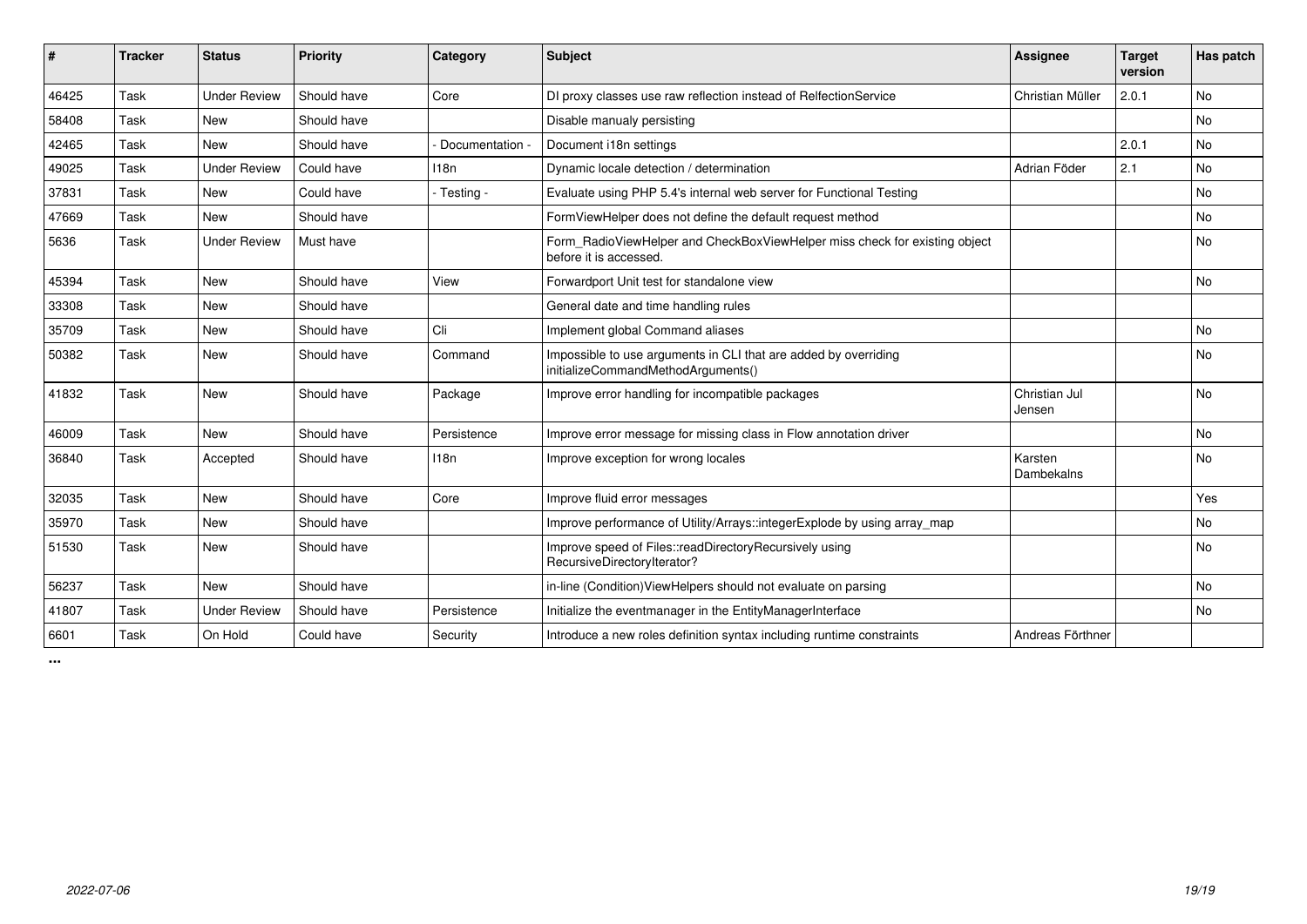| # | Tracker | Status | Priority | Category | Subject | Assignee | Target version | Has patch |
|---|---|---|---|---|---|---|---|---|
| 46425 | Task | Under Review | Should have | Core | DI proxy classes use raw reflection instead of RelfectionService | Christian Müller | 2.0.1 | No |
| 58408 | Task | New | Should have | | Disable manualy persisting | | | No |
| 42465 | Task | New | Should have | - Documentation - | Document i18n settings | | 2.0.1 | No |
| 49025 | Task | Under Review | Could have | I18n | Dynamic locale detection / determination | Adrian Föder | 2.1 | No |
| 37831 | Task | New | Could have | - Testing - | Evaluate using PHP 5.4's internal web server for Functional Testing | | | No |
| 47669 | Task | New | Should have | | FormViewHelper does not define the default request method | | | No |
| 5636 | Task | Under Review | Must have | | Form_RadioViewHelper and CheckBoxViewHelper miss check for existing object before it is accessed. | | | No |
| 45394 | Task | New | Should have | View | Forwardport Unit test for standalone view | | | No |
| 33308 | Task | New | Should have | | General date and time handling rules | | | |
| 35709 | Task | New | Should have | Cli | Implement global Command aliases | | | No |
| 50382 | Task | New | Should have | Command | Impossible to use arguments in CLI that are added by overriding initializeCommandMethodArguments() | | | No |
| 41832 | Task | New | Should have | Package | Improve error handling for incompatible packages | Christian Jul Jensen | | No |
| 46009 | Task | New | Should have | Persistence | Improve error message for missing class in Flow annotation driver | | | No |
| 36840 | Task | Accepted | Should have | I18n | Improve exception for wrong locales | Karsten Dambekalns | | No |
| 32035 | Task | New | Should have | Core | Improve fluid error messages | | | Yes |
| 35970 | Task | New | Should have | | Improve performance of Utility/Arrays::integerExplode by using array_map | | | No |
| 51530 | Task | New | Should have | | Improve speed of Files::readDirectoryRecursively using RecursiveDirectoryIterator? | | | No |
| 56237 | Task | New | Should have | | in-line (Condition)ViewHelpers should not evaluate on parsing | | | No |
| 41807 | Task | Under Review | Should have | Persistence | Initialize the eventmanager in the EntityManagerInterface | | | No |
| 6601 | Task | On Hold | Could have | Security | Introduce a new roles definition syntax including runtime constraints | Andreas Förthner | | |

...